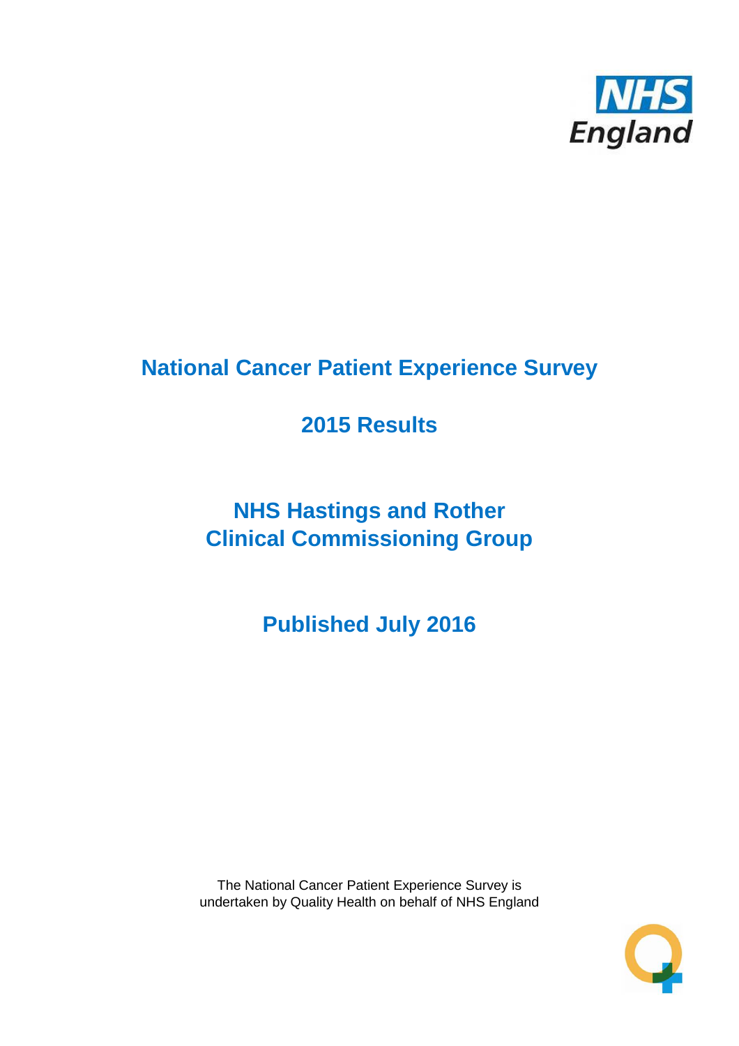# National Cancer Patient Experience Survey

## 2015 Results

## NHS Hastings and Rother Clinical Commissioning Group

## Published July 2016

The National Cancer Patient Experience Survey is undertaken by Quality Health on behalf of NHS England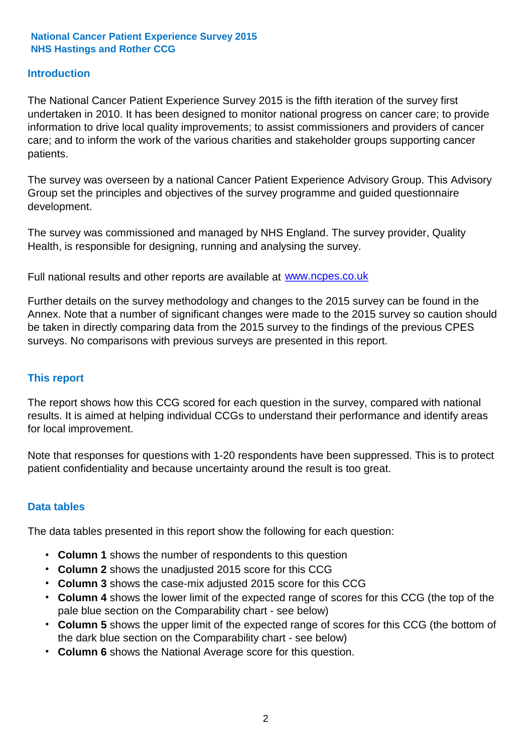**National Cancer Patient Experience Survey 2015**
**NHS Hastings and Rother CCG**

## Introduction

The National Cancer Patient Experience Survey 2015 is the fifth iteration of the survey first undertaken in 2010. It has been designed to monitor national progress on cancer care; to provide information to drive local quality improvements; to assist commissioners and providers of cancer care; and to inform the work of the various charities and stakeholder groups supporting cancer patients.

The survey was overseen by a national Cancer Patient Experience Advisory Group. This Advisory Group set the principles and objectives of the survey programme and guided questionnaire development.

The survey was commissioned and managed by NHS England. The survey provider, Quality Health, is responsible for designing, running and analysing the survey.

Full national results and other reports are available at [www.ncpes.co.uk](http://www.ncpes.co.uk)

Further details on the survey methodology and changes to the 2015 survey can be found in the Annex. Note that a number of significant changes were made to the 2015 survey so caution should be taken in directly comparing data from the 2015 survey to the findings of the previous CPES surveys. No comparisons with previous surveys are presented in this report.

## This report

The report shows how this CCG scored for each question in the survey, compared with national results. It is aimed at helping individual CCGs to understand their performance and identify areas for local improvement.

Note that responses for questions with 1-20 respondents have been suppressed. This is to protect patient confidentiality and because uncertainty around the result is too great.

## Data tables

The data tables presented in this report show the following for each question:

- **Column 1** shows the number of respondents to this question
- **Column 2** shows the unadjusted 2015 score for this CCG
- **Column 3** shows the case-mix adjusted 2015 score for this CCG
- **Column 4** shows the lower limit of the expected range of scores for this CCG (the top of the pale blue section on the Comparability chart - see below)
- **Column 5** shows the upper limit of the expected range of scores for this CCG (the bottom of the dark blue section on the Comparability chart - see below)
- **Column 6** shows the National Average score for this question.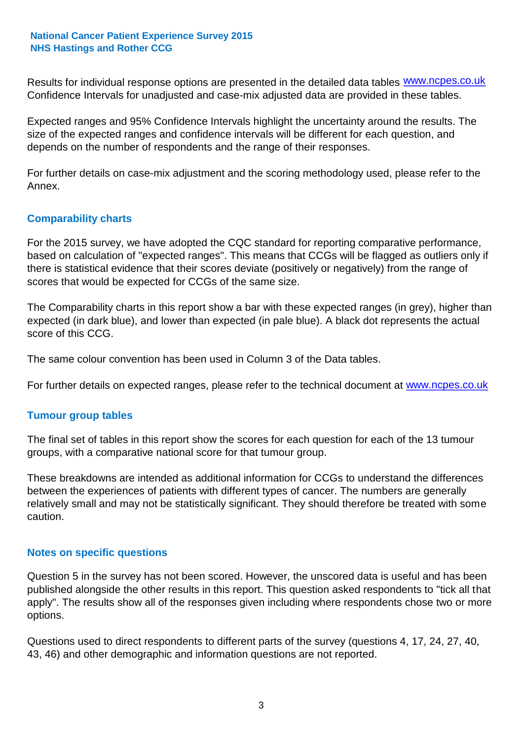Results for individual response options are presented in the detailed data tables www.ncpes.co.uk Confidence Intervals for unadjusted and case-mix adjusted data are provided in these tables.

Expected ranges and 95% Confidence Intervals highlight the uncertainty around the results. The size of the expected ranges and confidence intervals will be different for each question, and depends on the number of respondents and the range of their responses.

For further details on case-mix adjustment and the scoring methodology used, please refer to the Annex.

## Comparability charts

For the 2015 survey, we have adopted the CQC standard for reporting comparative performance, based on calculation of "expected ranges". This means that CCGs will be flagged as outliers only if there is statistical evidence that their scores deviate (positively or negatively) from the range of scores that would be expected for CCGs of the same size.

The Comparability charts in this report show a bar with these expected ranges (in grey), higher than expected (in dark blue), and lower than expected (in pale blue). A black dot represents the actual score of this CCG.

The same colour convention has been used in Column 3 of the Data tables.

For further details on expected ranges, please refer to the technical document at www.ncpes.co.uk

## Tumour group tables

The final set of tables in this report show the scores for each question for each of the 13 tumour groups, with a comparative national score for that tumour group.

These breakdowns are intended as additional information for CCGs to understand the differences between the experiences of patients with different types of cancer. The numbers are generally relatively small and may not be statistically significant. They should therefore be treated with some caution.

## Notes on specific questions

Question 5 in the survey has not been scored. However, the unscored data is useful and has been published alongside the other results in this report. This question asked respondents to "tick all that apply". The results show all of the responses given including where respondents chose two or more options.

Questions used to direct respondents to different parts of the survey (questions 4, 17, 24, 27, 40, 43, 46) and other demographic and information questions are not reported.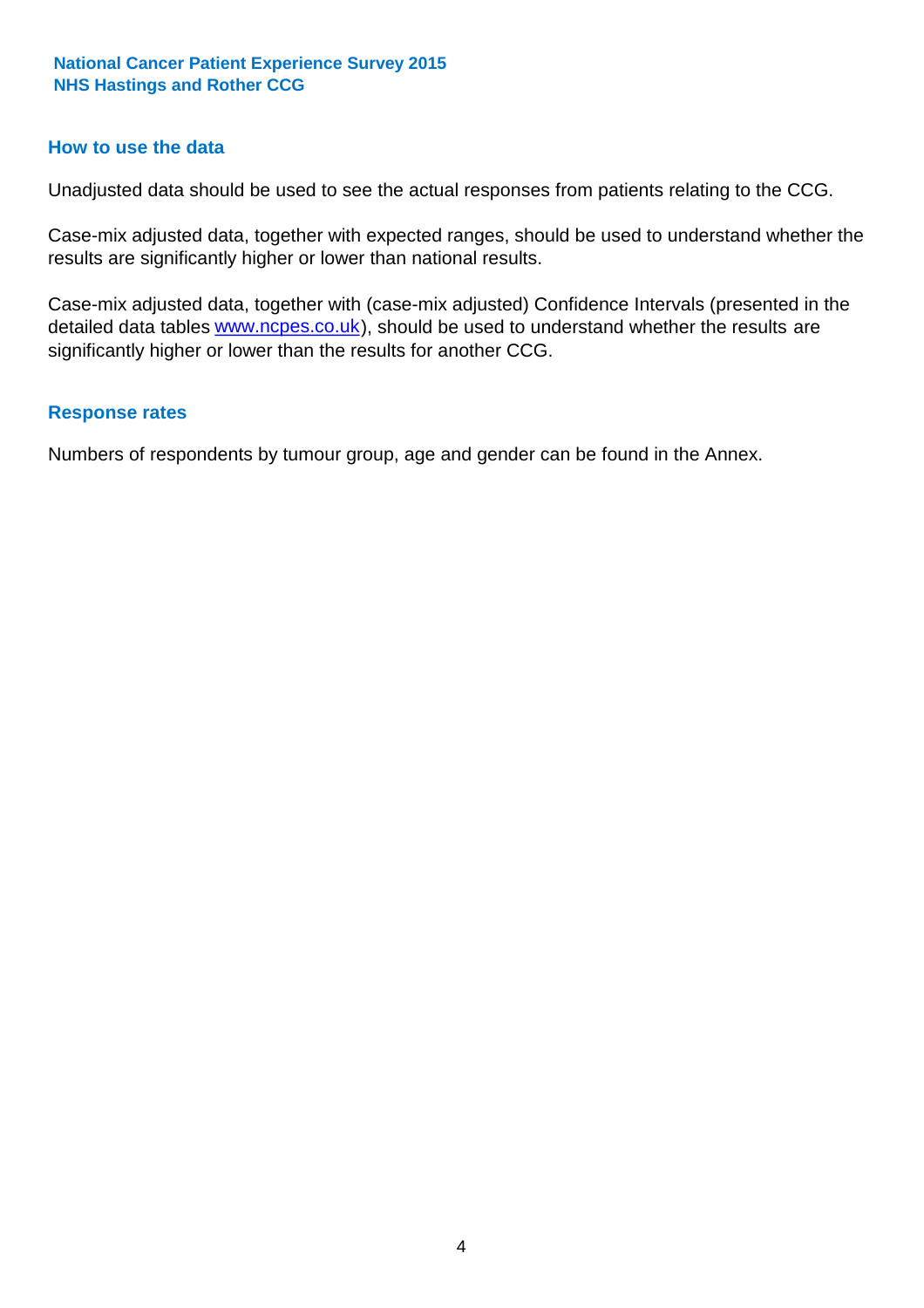## How to use the data

Unadjusted data should be used to see the actual responses from patients relating to the CCG.

Case-mix adjusted data, together with expected ranges, should be used to understand whether the results are significantly higher or lower than national results.

Case-mix adjusted data, together with (case-mix adjusted) Confidence Intervals (presented in the detailed data tables www.ncpes.co.uk), should be used to understand whether the results are significantly higher or lower than the results for another CCG.

## Response rates

Numbers of respondents by tumour group, age and gender can be found in the Annex.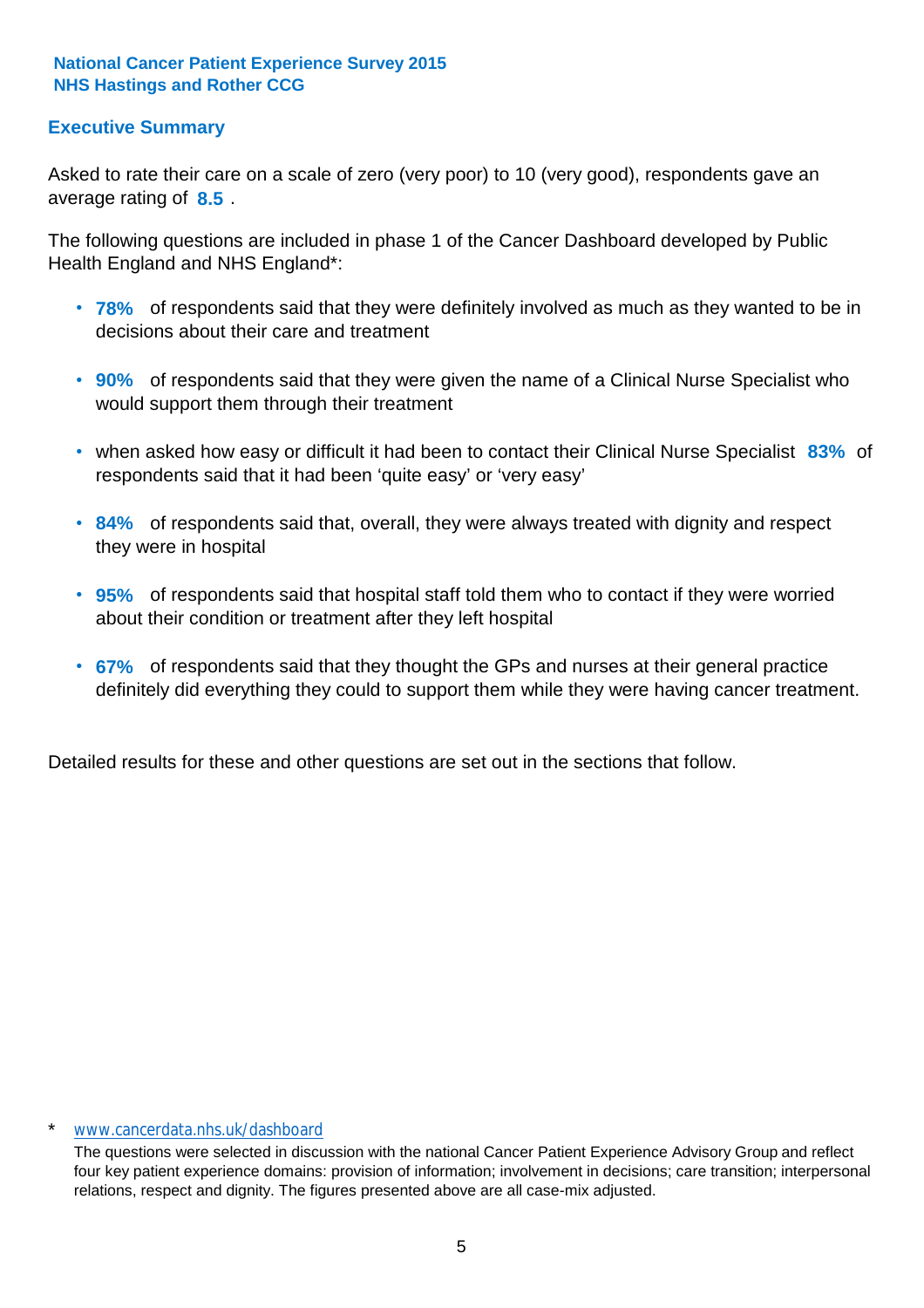**National Cancer Patient Experience Survey 2015**
**NHS Hastings and Rother CCG**

## Executive Summary

Asked to rate their care on a scale of zero (very poor) to 10 (very good), respondents gave an average rating of **8.5** .

The following questions are included in phase 1 of the Cancer Dashboard developed by Public Health England and NHS England*:

- **78%** of respondents said that they were definitely involved as much as they wanted to be in decisions about their care and treatment
- **90%** of respondents said that they were given the name of a Clinical Nurse Specialist who would support them through their treatment
- when asked how easy or difficult it had been to contact their Clinical Nurse Specialist **83%** of respondents said that it had been 'quite easy' or 'very easy'
- **84%** of respondents said that, overall, they were always treated with dignity and respect they were in hospital
- **95%** of respondents said that hospital staff told them who to contact if they were worried about their condition or treatment after they left hospital
- **67%** of respondents said that they thought the GPs and nurses at their general practice definitely did everything they could to support them while they were having cancer treatment.

Detailed results for these and other questions are set out in the sections that follow.

\* www.cancerdata.nhs.uk/dashboard

The questions were selected in discussion with the national Cancer Patient Experience Advisory Group and reflect four key patient experience domains: provision of information; involvement in decisions; care transition; interpersonal relations, respect and dignity. The figures presented above are all case-mix adjusted.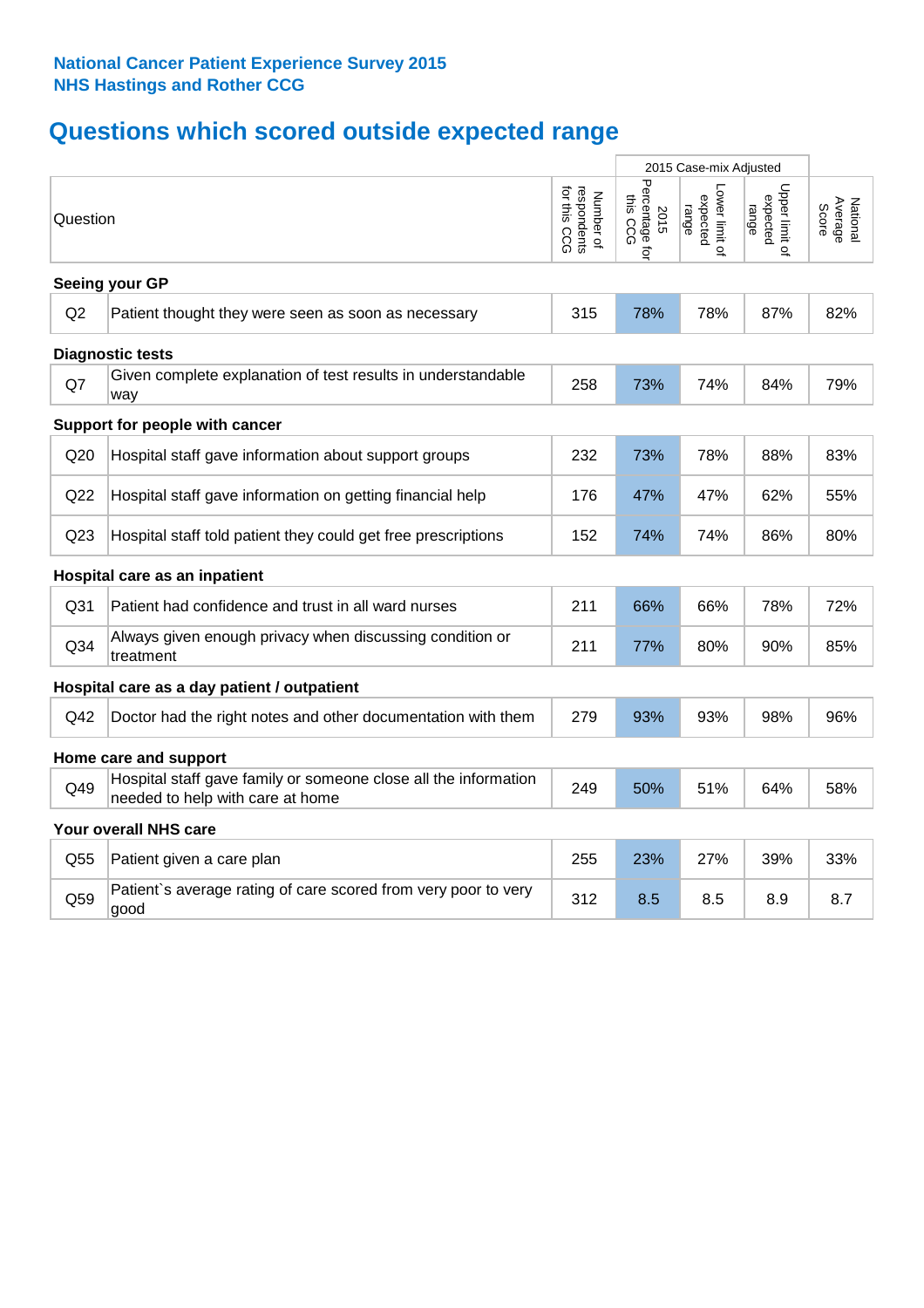**National Cancer Patient Experience Survey 2015**
**NHS Hastings and Rother CCG**

# Questions which scored outside expected range

| | Question | Number of respondents for this CCG | 2015 Case-mix Adjusted: 2015 Percentage for this CCG | 2015 Case-mix Adjusted: Lower limit of expected range | 2015 Case-mix Adjusted: Upper limit of expected range | National Average Score |
|---|---|---|---|---|---|---|
| **Seeing your GP** | | | | | | |
| Q2 | Patient thought they were seen as soon as necessary | 315 | 78% | 78% | 87% | 82% |
| **Diagnostic tests** | | | | | | |
| Q7 | Given complete explanation of test results in understandable way | 258 | 73% | 74% | 84% | 79% |
| **Support for people with cancer** | | | | | | |
| Q20 | Hospital staff gave information about support groups | 232 | 73% | 78% | 88% | 83% |
| Q22 | Hospital staff gave information on getting financial help | 176 | 47% | 47% | 62% | 55% |
| Q23 | Hospital staff told patient they could get free prescriptions | 152 | 74% | 74% | 86% | 80% |
| **Hospital care as an inpatient** | | | | | | |
| Q31 | Patient had confidence and trust in all ward nurses | 211 | 66% | 66% | 78% | 72% |
| Q34 | Always given enough privacy when discussing condition or treatment | 211 | 77% | 80% | 90% | 85% |
| **Hospital care as a day patient / outpatient** | | | | | | |
| Q42 | Doctor had the right notes and other documentation with them | 279 | 93% | 93% | 98% | 96% |
| **Home care and support** | | | | | | |
| Q49 | Hospital staff gave family or someone close all the information needed to help with care at home | 249 | 50% | 51% | 64% | 58% |
| **Your overall NHS care** | | | | | | |
| Q55 | Patient given a care plan | 255 | 23% | 27% | 39% | 33% |
| Q59 | Patient`s average rating of care scored from very poor to very good | 312 | 8.5 | 8.5 | 8.9 | 8.7 |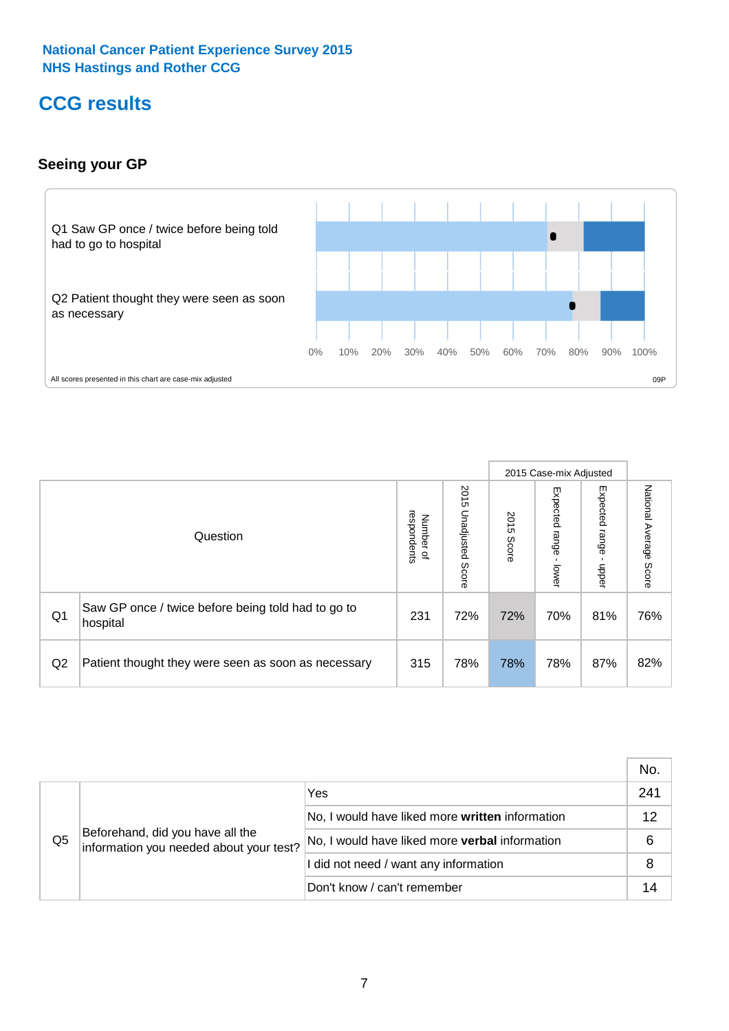National Cancer Patient Experience Survey 2015
NHS Hastings and Rother CCG

# CCG results

## Seeing your GP

Q1 Saw GP once / twice before being told had to go to hospital

Q2 Patient thought they were seen as soon as necessary

0% 10% 20% 30% 40% 50% 60% 70% 80% 90% 100%

All scores presented in this chart are case-mix adjusted

09P

| | | | | 2015 Case-mix Adjusted | | | |
|---|---|---|---|---|---|---|---|
| Question | | Number of respondents | 2015 Unadjusted Score | 2015 Score | Expected range - lower | Expected range - upper | National Average Score |
| Q1 | Saw GP once / twice before being told had to go to hospital | 231 | 72% | 72% | 70% | 81% | 76% |
| Q2 | Patient thought they were seen as soon as necessary | 315 | 78% | 78% | 78% | 87% | 82% |

| | | | No. |
|---|---|---|---|
| Q5 | Beforehand, did you have all the information you needed about your test? | Yes | 241 |
| | | No, I would have liked more **written** information | 12 |
| | | No, I would have liked more **verbal** information | 6 |
| | | I did not need / want any information | 8 |
| | | Don't know / can't remember | 14 |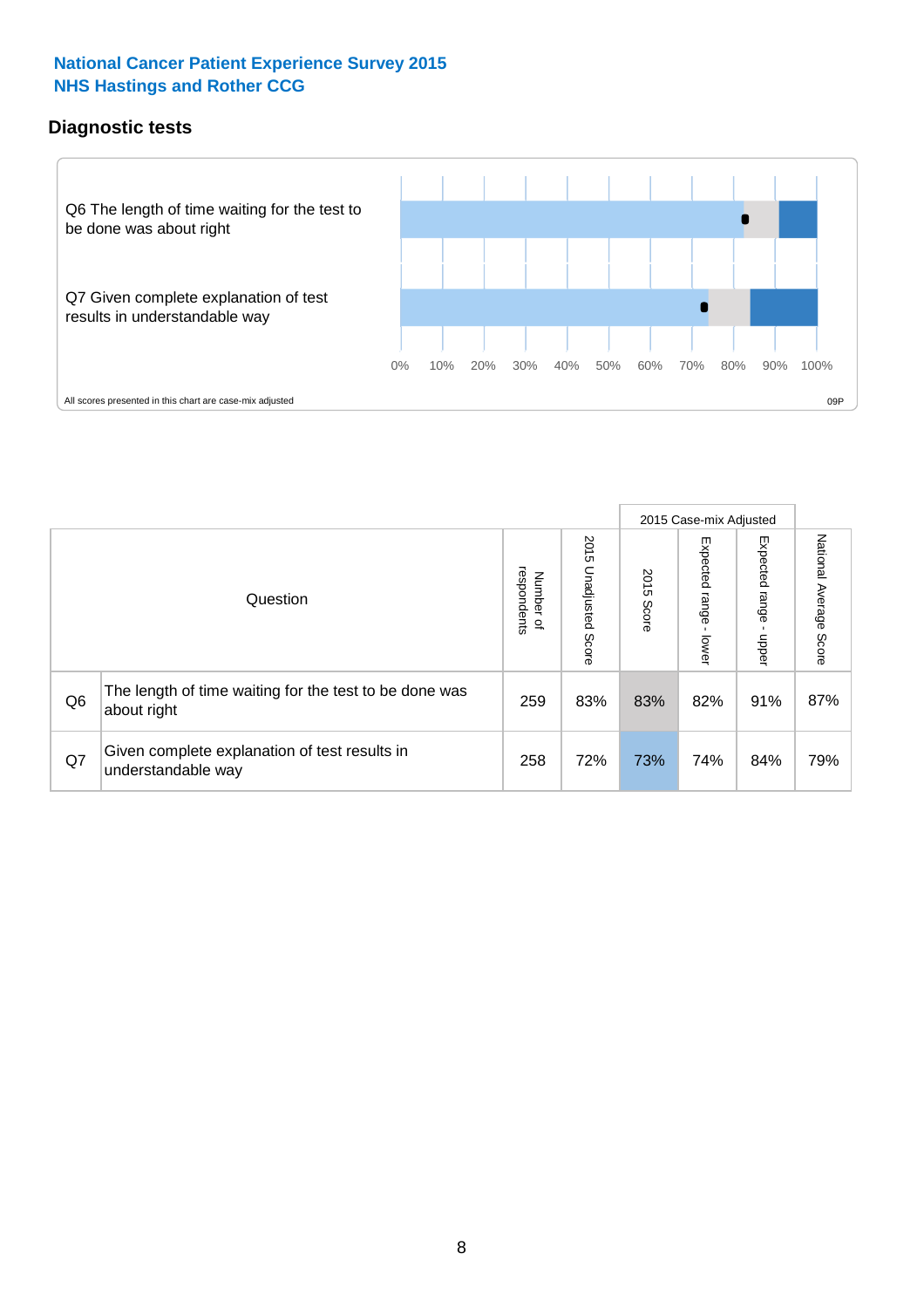## National Cancer Patient Experience Survey 2015
## NHS Hastings and Rother CCG

### Diagnostic tests

Q6 The length of time waiting for the test to be done was about right

Q7 Given complete explanation of test results in understandable way

0% 10% 20% 30% 40% 50% 60% 70% 80% 90% 100%

All scores presented in this chart are case-mix adjusted

09P

| | Question | Number of respondents | 2015 Unadjusted Score | 2015 Case-mix Adjusted: 2015 Score | 2015 Case-mix Adjusted: Expected range - lower | 2015 Case-mix Adjusted: Expected range - upper | National Average Score |
|---|---|---|---|---|---|---|---|
| Q6 | The length of time waiting for the test to be done was about right | 259 | 83% | 83% | 82% | 91% | 87% |
| Q7 | Given complete explanation of test results in understandable way | 258 | 72% | 73% | 74% | 84% | 79% |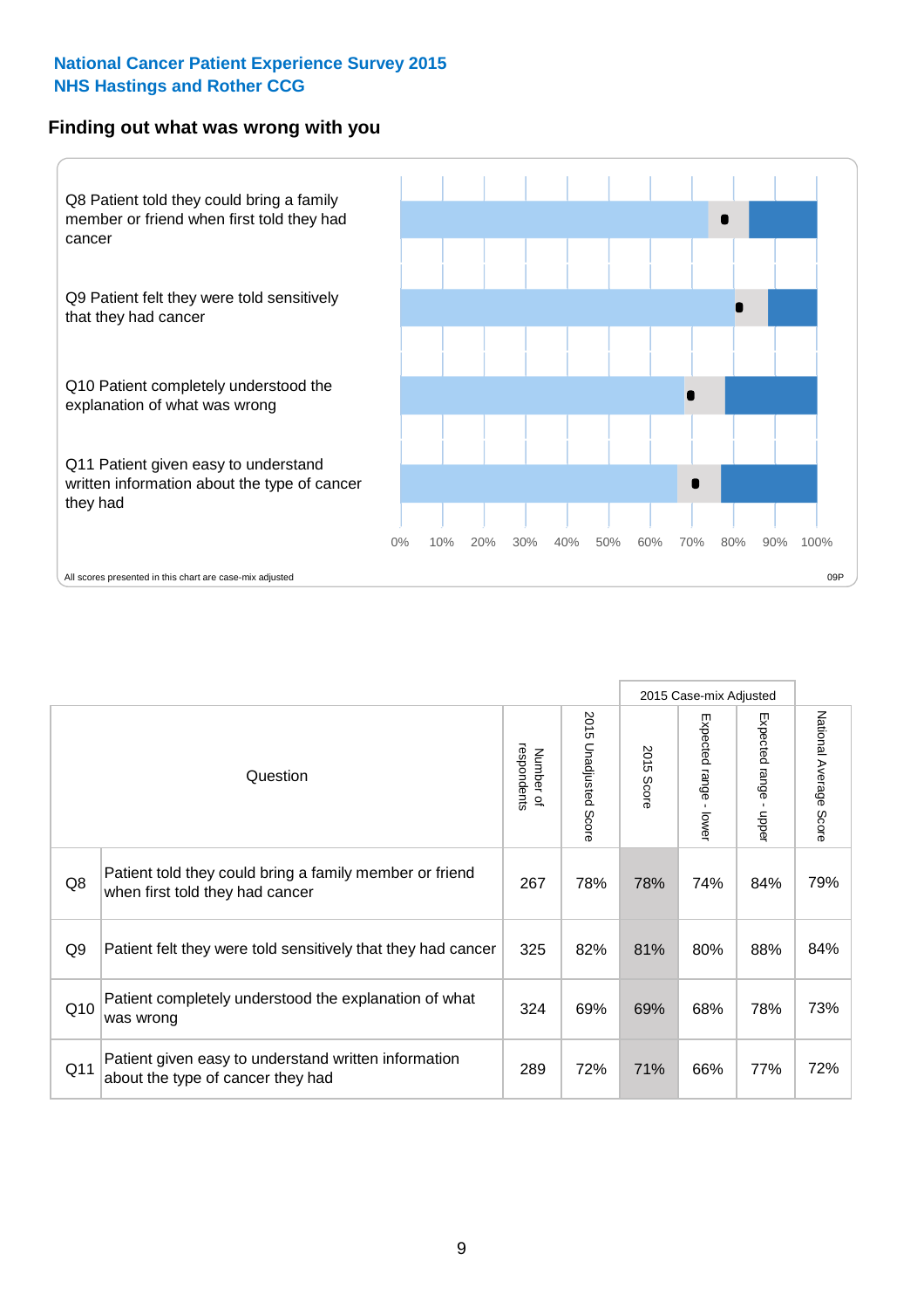National Cancer Patient Experience Survey 2015
NHS Hastings and Rother CCG

## Finding out what was wrong with you

Q8 Patient told they could bring a family member or friend when first told they had cancer

Q9 Patient felt they were told sensitively that they had cancer

Q10 Patient completely understood the explanation of what was wrong

Q11 Patient given easy to understand written information about the type of cancer they had

0% 10% 20% 30% 40% 50% 60% 70% 80% 90% 100%

All scores presented in this chart are case-mix adjusted

09P

| | Question | Number of respondents | 2015 Unadjusted Score | 2015 Case-mix Adjusted: 2015 Score | 2015 Case-mix Adjusted: Expected range - lower | 2015 Case-mix Adjusted: Expected range - upper | National Average Score |
|---|---|---|---|---|---|---|---|
| Q8 | Patient told they could bring a family member or friend when first told they had cancer | 267 | 78% | 78% | 74% | 84% | 79% |
| Q9 | Patient felt they were told sensitively that they had cancer | 325 | 82% | 81% | 80% | 88% | 84% |
| Q10 | Patient completely understood the explanation of what was wrong | 324 | 69% | 69% | 68% | 78% | 73% |
| Q11 | Patient given easy to understand written information about the type of cancer they had | 289 | 72% | 71% | 66% | 77% | 72% |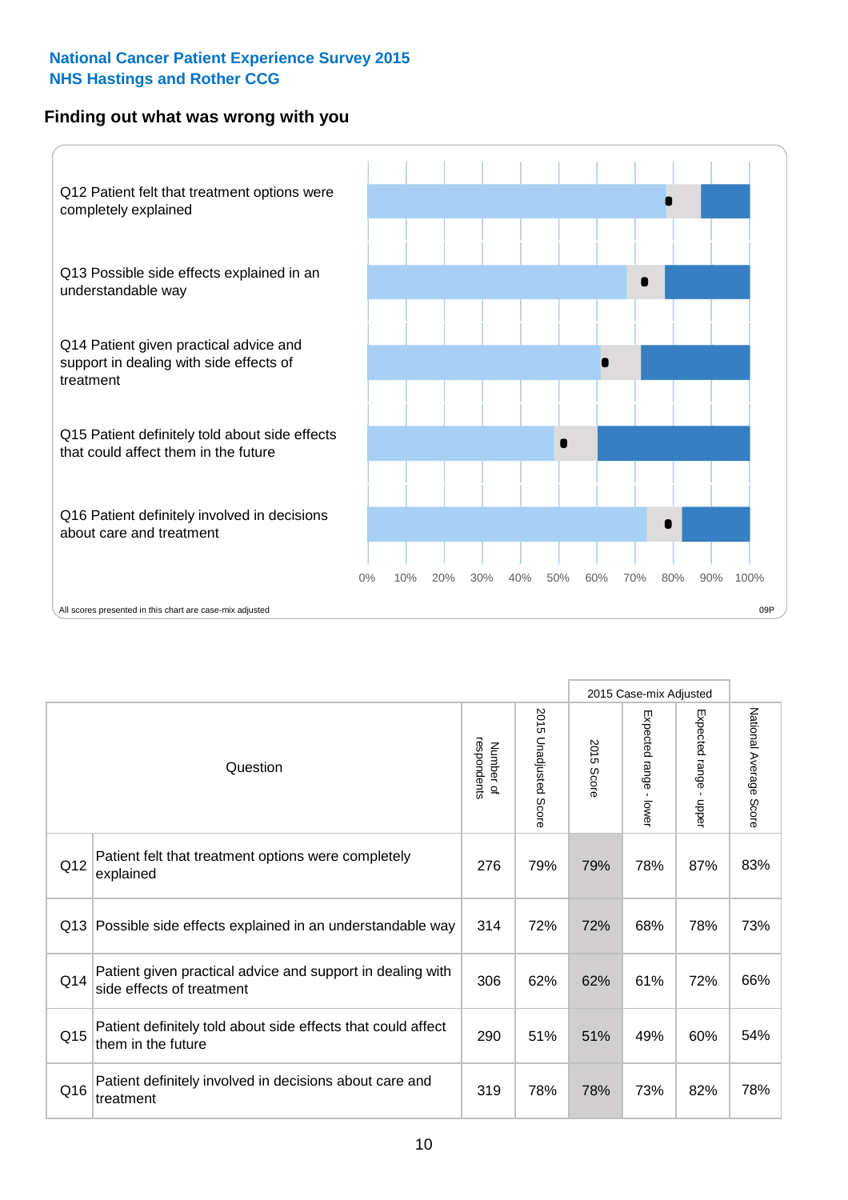National Cancer Patient Experience Survey 2015
NHS Hastings and Rother CCG

## Finding out what was wrong with you

Q12 Patient felt that treatment options were completely explained

Q13 Possible side effects explained in an understandable way

Q14 Patient given practical advice and support in dealing with side effects of treatment

Q15 Patient definitely told about side effects that could affect them in the future

Q16 Patient definitely involved in decisions about care and treatment

0% 10% 20% 30% 40% 50% 60% 70% 80% 90% 100%

All scores presented in this chart are case-mix adjusted

09P

| | Question | Number of respondents | 2015 Unadjusted Score | 2015 Case-mix Adjusted: 2015 Score | 2015 Case-mix Adjusted: Expected range - lower | 2015 Case-mix Adjusted: Expected range - upper | National Average Score |
|---|---|---|---|---|---|---|---|
| Q12 | Patient felt that treatment options were completely explained | 276 | 79% | 79% | 78% | 87% | 83% |
| Q13 | Possible side effects explained in an understandable way | 314 | 72% | 72% | 68% | 78% | 73% |
| Q14 | Patient given practical advice and support in dealing with side effects of treatment | 306 | 62% | 62% | 61% | 72% | 66% |
| Q15 | Patient definitely told about side effects that could affect them in the future | 290 | 51% | 51% | 49% | 60% | 54% |
| Q16 | Patient definitely involved in decisions about care and treatment | 319 | 78% | 78% | 73% | 82% | 78% |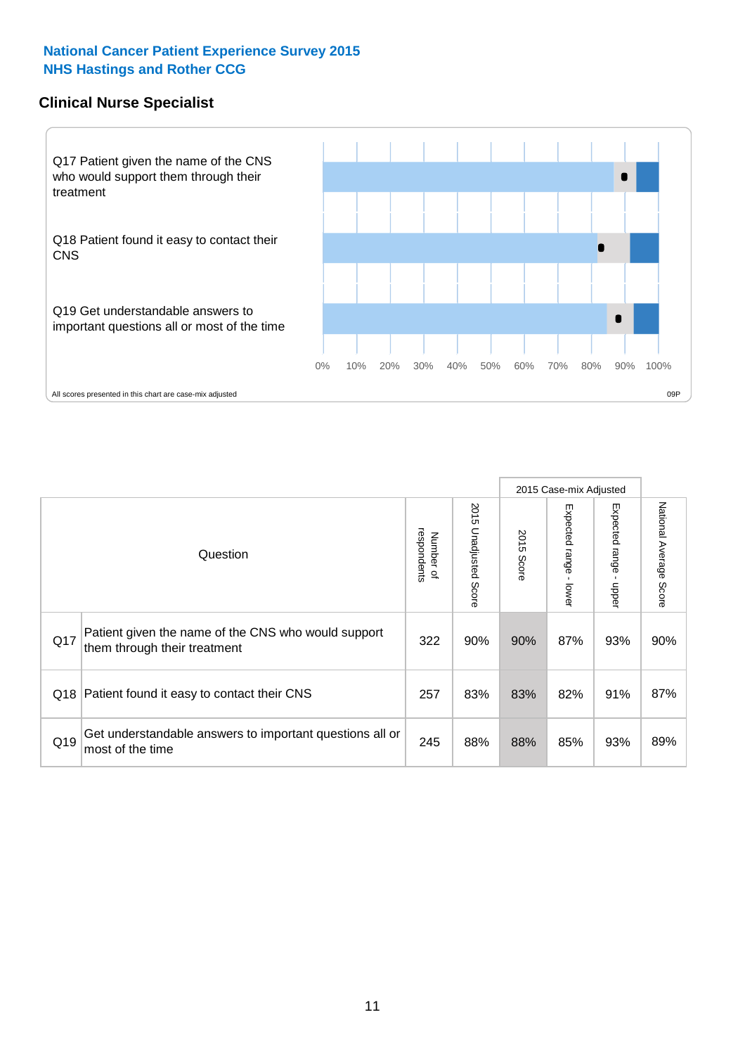**National Cancer Patient Experience Survey 2015**
**NHS Hastings and Rother CCG**

## Clinical Nurse Specialist

Q17 Patient given the name of the CNS who would support them through their treatment

Q18 Patient found it easy to contact their CNS

Q19 Get understandable answers to important questions all or most of the time

0% 10% 20% 30% 40% 50% 60% 70% 80% 90% 100%

All scores presented in this chart are case-mix adjusted

09P

| | Question | Number of respondents | 2015 Unadjusted Score | 2015 Case-mix Adjusted: 2015 Score | 2015 Case-mix Adjusted: Expected range - lower | 2015 Case-mix Adjusted: Expected range - upper | National Average Score |
|---|---|---|---|---|---|---|---|
| Q17 | Patient given the name of the CNS who would support them through their treatment | 322 | 90% | 90% | 87% | 93% | 90% |
| Q18 | Patient found it easy to contact their CNS | 257 | 83% | 83% | 82% | 91% | 87% |
| Q19 | Get understandable answers to important questions all or most of the time | 245 | 88% | 88% | 85% | 93% | 89% |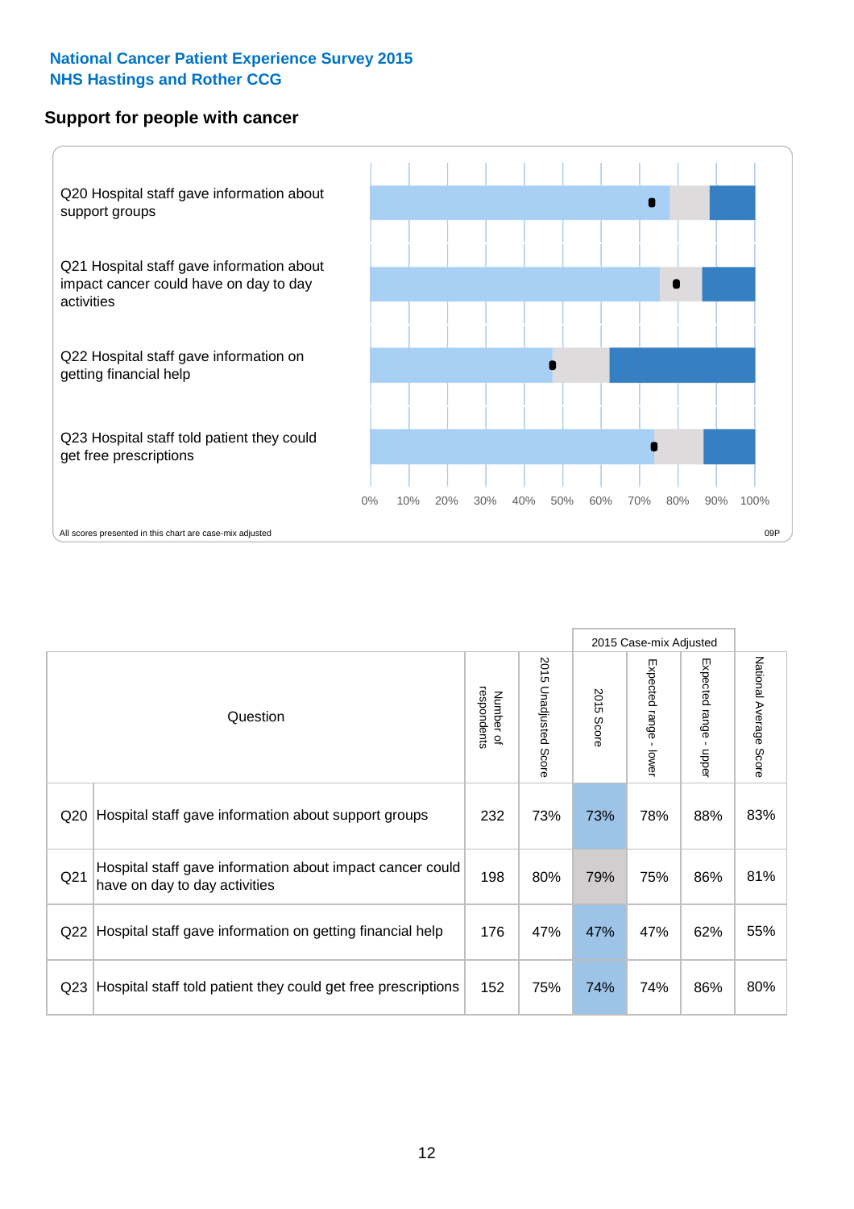**National Cancer Patient Experience Survey 2015**
**NHS Hastings and Rother CCG**

## Support for people with cancer

Q20 Hospital staff gave information about support groups

Q21 Hospital staff gave information about impact cancer could have on day to day activities

Q22 Hospital staff gave information on getting financial help

Q23 Hospital staff told patient they could get free prescriptions

0% 10% 20% 30% 40% 50% 60% 70% 80% 90% 100%

All scores presented in this chart are case-mix adjusted

09P

| Question | | Number of respondents | 2015 Unadjusted Score | 2015 Case-mix Adjusted: 2015 Score | 2015 Case-mix Adjusted: Expected range - lower | 2015 Case-mix Adjusted: Expected range - upper | National Average Score |
|---|---|---|---|---|---|---|---|
| Q20 | Hospital staff gave information about support groups | 232 | 73% | 73% | 78% | 88% | 83% |
| Q21 | Hospital staff gave information about impact cancer could have on day to day activities | 198 | 80% | 79% | 75% | 86% | 81% |
| Q22 | Hospital staff gave information on getting financial help | 176 | 47% | 47% | 47% | 62% | 55% |
| Q23 | Hospital staff told patient they could get free prescriptions | 152 | 75% | 74% | 74% | 86% | 80% |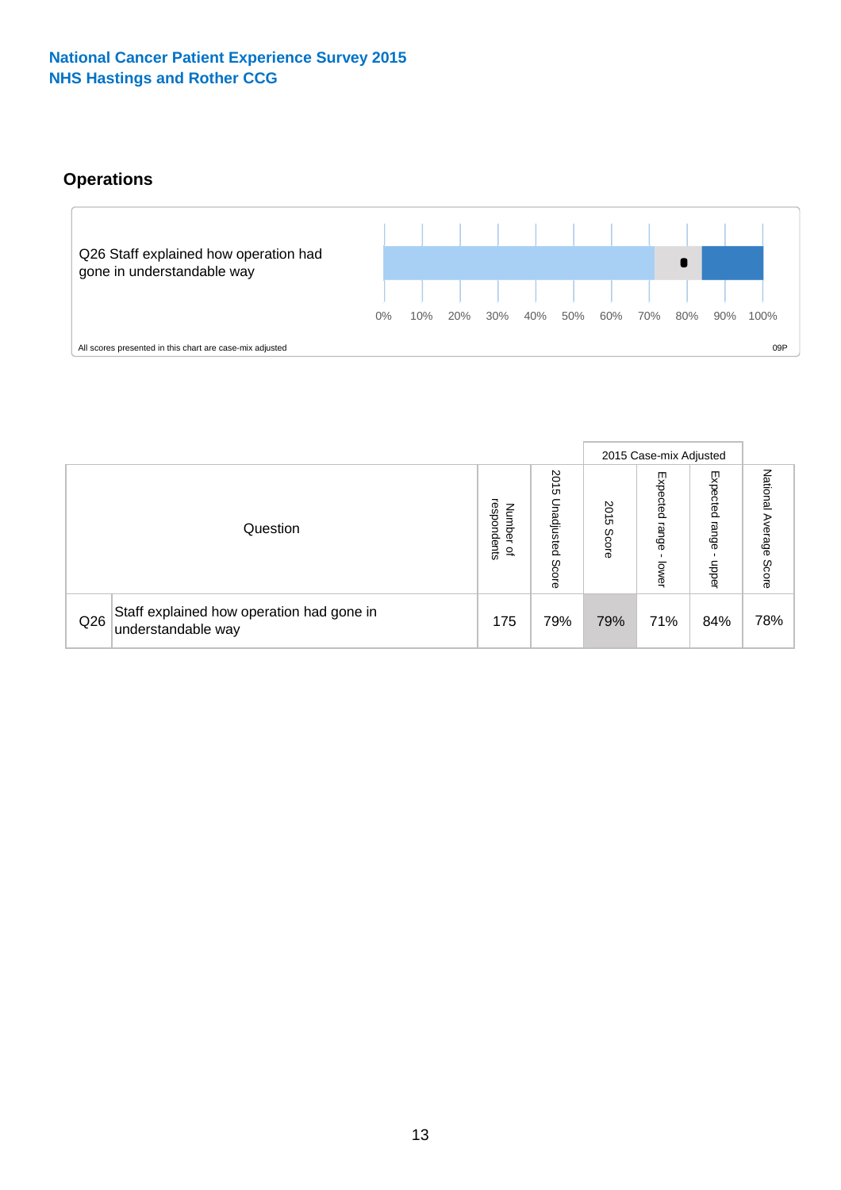## National Cancer Patient Experience Survey 2015
## NHS Hastings and Rother CCG

### Operations

Q26 Staff explained how operation had gone in understandable way

0% 10% 20% 30% 40% 50% 60% 70% 80% 90% 100%

All scores presented in this chart are case-mix adjusted

09P

| Question | | Number of respondents | 2015 Unadjusted Score | 2015 Case-mix Adjusted | | | National Average Score |
|---|---|---|---|---|---|---|---|
| | | | | 2015 Score | Expected range - lower | Expected range - upper | |
| Q26 | Staff explained how operation had gone in understandable way | 175 | 79% | 79% | 71% | 84% | 78% |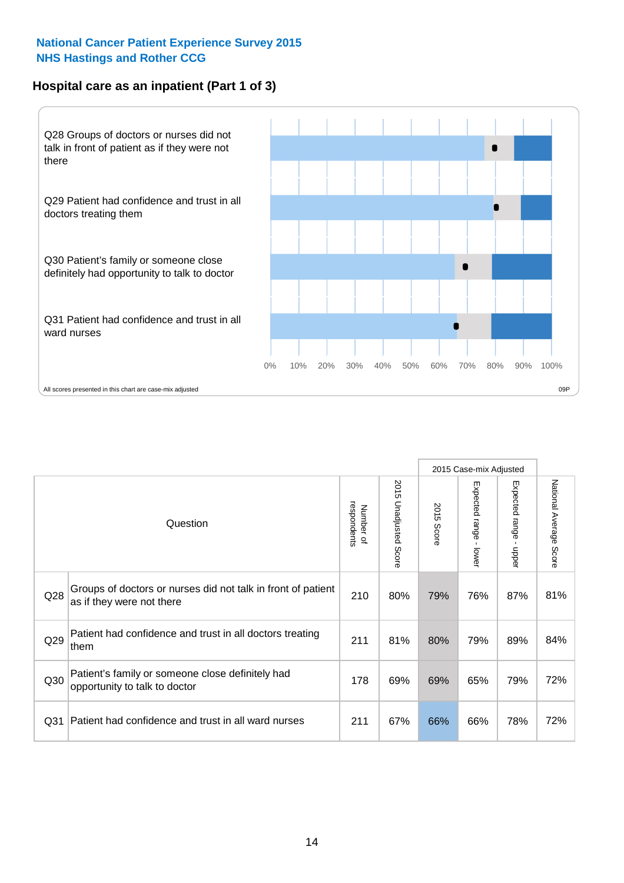**National Cancer Patient Experience Survey 2015**
**NHS Hastings and Rother CCG**

## Hospital care as an inpatient (Part 1 of 3)

Q28 Groups of doctors or nurses did not talk in front of patient as if they were not there

Q29 Patient had confidence and trust in all doctors treating them

Q30 Patient's family or someone close definitely had opportunity to talk to doctor

Q31 Patient had confidence and trust in all ward nurses

0% 10% 20% 30% 40% 50% 60% 70% 80% 90% 100%

All scores presented in this chart are case-mix adjusted

09P

| | Question | Number of respondents | 2015 Unadjusted Score | 2015 Case-mix Adjusted: 2015 Score | 2015 Case-mix Adjusted: Expected range - lower | 2015 Case-mix Adjusted: Expected range - upper | National Average Score |
|---|---|---|---|---|---|---|---|
| Q28 | Groups of doctors or nurses did not talk in front of patient as if they were not there | 210 | 80% | 79% | 76% | 87% | 81% |
| Q29 | Patient had confidence and trust in all doctors treating them | 211 | 81% | 80% | 79% | 89% | 84% |
| Q30 | Patient's family or someone close definitely had opportunity to talk to doctor | 178 | 69% | 69% | 65% | 79% | 72% |
| Q31 | Patient had confidence and trust in all ward nurses | 211 | 67% | 66% | 66% | 78% | 72% |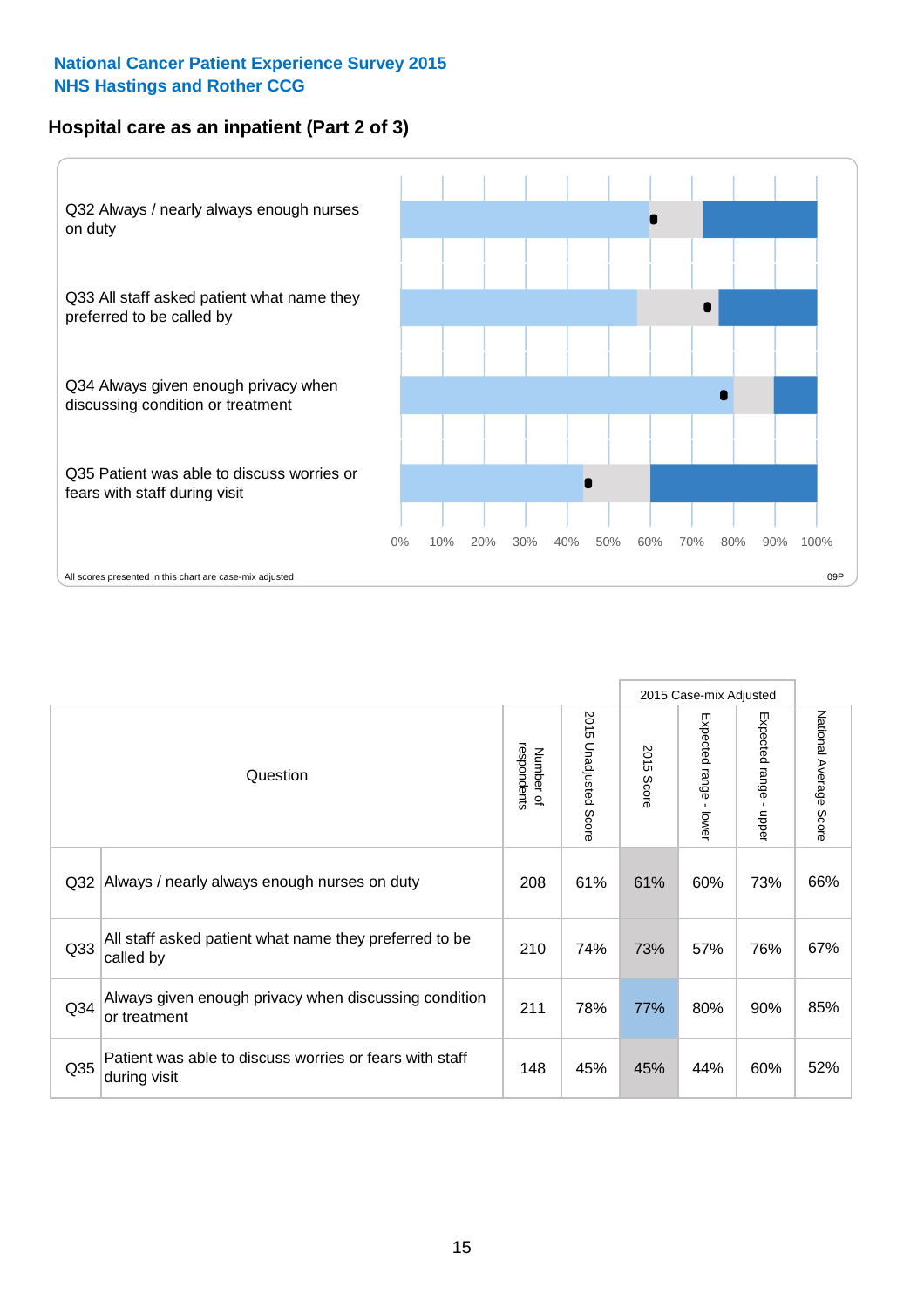**National Cancer Patient Experience Survey 2015**
**NHS Hastings and Rother CCG**

## Hospital care as an inpatient (Part 2 of 3)

Q32 Always / nearly always enough nurses on duty

Q33 All staff asked patient what name they preferred to be called by

Q34 Always given enough privacy when discussing condition or treatment

Q35 Patient was able to discuss worries or fears with staff during visit

0% 10% 20% 30% 40% 50% 60% 70% 80% 90% 100%

All scores presented in this chart are case-mix adjusted

09P

| Question | | Number of respondents | 2015 Unadjusted Score | 2015 Case-mix Adjusted: 2015 Score | 2015 Case-mix Adjusted: Expected range - lower | 2015 Case-mix Adjusted: Expected range - upper | National Average Score |
|---|---|---|---|---|---|---|---|
| Q32 | Always / nearly always enough nurses on duty | 208 | 61% | 61% | 60% | 73% | 66% |
| Q33 | All staff asked patient what name they preferred to be called by | 210 | 74% | 73% | 57% | 76% | 67% |
| Q34 | Always given enough privacy when discussing condition or treatment | 211 | 78% | 77% | 80% | 90% | 85% |
| Q35 | Patient was able to discuss worries or fears with staff during visit | 148 | 45% | 45% | 44% | 60% | 52% |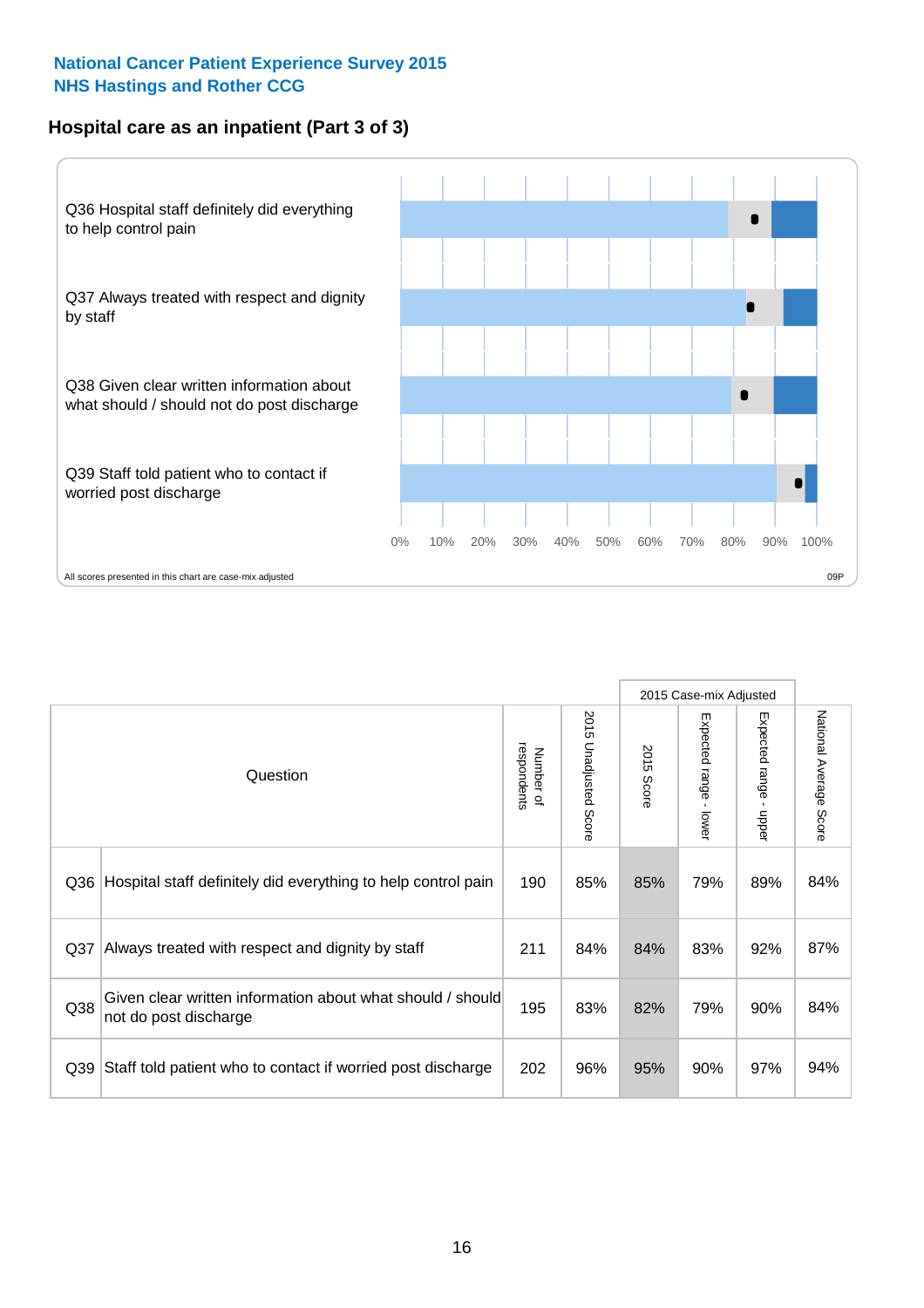National Cancer Patient Experience Survey 2015
NHS Hastings and Rother CCG

## Hospital care as an inpatient (Part 3 of 3)

Q36 Hospital staff definitely did everything to help control pain

Q37 Always treated with respect and dignity by staff

Q38 Given clear written information about what should / should not do post discharge

Q39 Staff told patient who to contact if worried post discharge

0% 10% 20% 30% 40% 50% 60% 70% 80% 90% 100%

All scores presented in this chart are case-mix adjusted

09P

| | Question | Number of respondents | 2015 Unadjusted Score | 2015 Case-mix Adjusted | | | National Average Score |
|---|---|---|---|---|---|---|---|
| | | | | 2015 Score | Expected range - lower | Expected range - upper | |
| Q36 | Hospital staff definitely did everything to help control pain | 190 | 85% | 85% | 79% | 89% | 84% |
| Q37 | Always treated with respect and dignity by staff | 211 | 84% | 84% | 83% | 92% | 87% |
| Q38 | Given clear written information about what should / should not do post discharge | 195 | 83% | 82% | 79% | 90% | 84% |
| Q39 | Staff told patient who to contact if worried post discharge | 202 | 96% | 95% | 90% | 97% | 94% |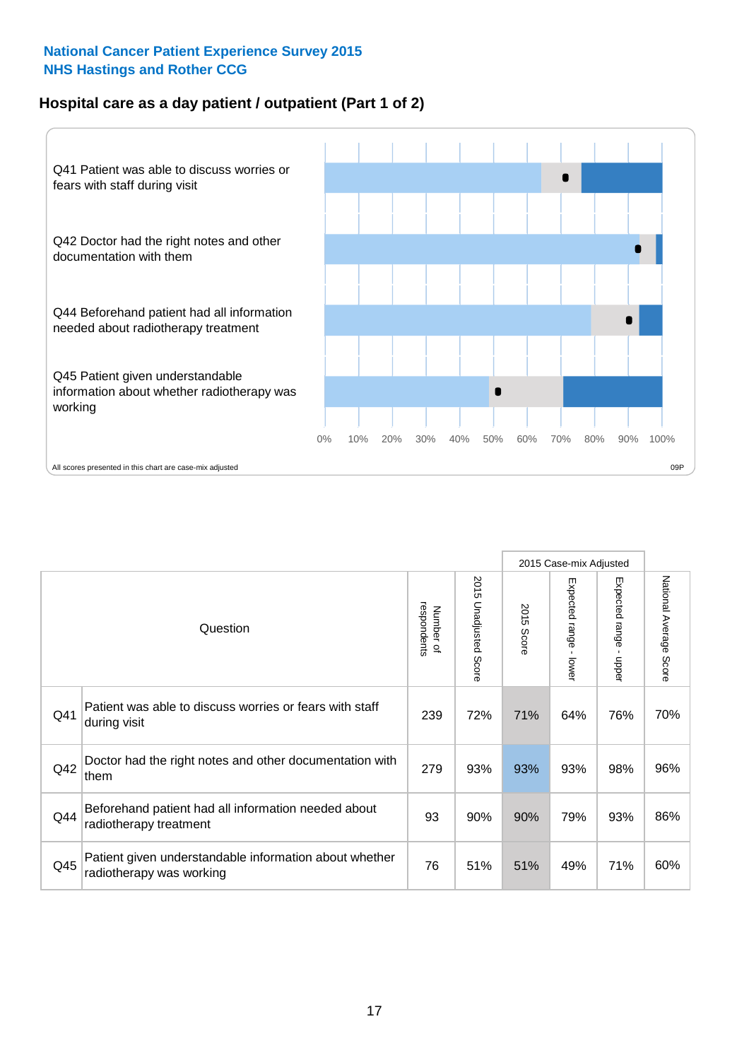National Cancer Patient Experience Survey 2015
NHS Hastings and Rother CCG

## Hospital care as a day patient / outpatient (Part 1 of 2)

Q41 Patient was able to discuss worries or fears with staff during visit

Q42 Doctor had the right notes and other documentation with them

Q44 Beforehand patient had all information needed about radiotherapy treatment

Q45 Patient given understandable information about whether radiotherapy was working

0% 10% 20% 30% 40% 50% 60% 70% 80% 90% 100%

All scores presented in this chart are case-mix adjusted

09P

| | Question | Number of respondents | 2015 Unadjusted Score | 2015 Case-mix Adjusted | | | National Average Score |
|---|---|---|---|---|---|---|---|
| | | | | 2015 Score | Expected range - lower | Expected range - upper | |
| Q41 | Patient was able to discuss worries or fears with staff during visit | 239 | 72% | 71% | 64% | 76% | 70% |
| Q42 | Doctor had the right notes and other documentation with them | 279 | 93% | 93% | 93% | 98% | 96% |
| Q44 | Beforehand patient had all information needed about radiotherapy treatment | 93 | 90% | 90% | 79% | 93% | 86% |
| Q45 | Patient given understandable information about whether radiotherapy was working | 76 | 51% | 51% | 49% | 71% | 60% |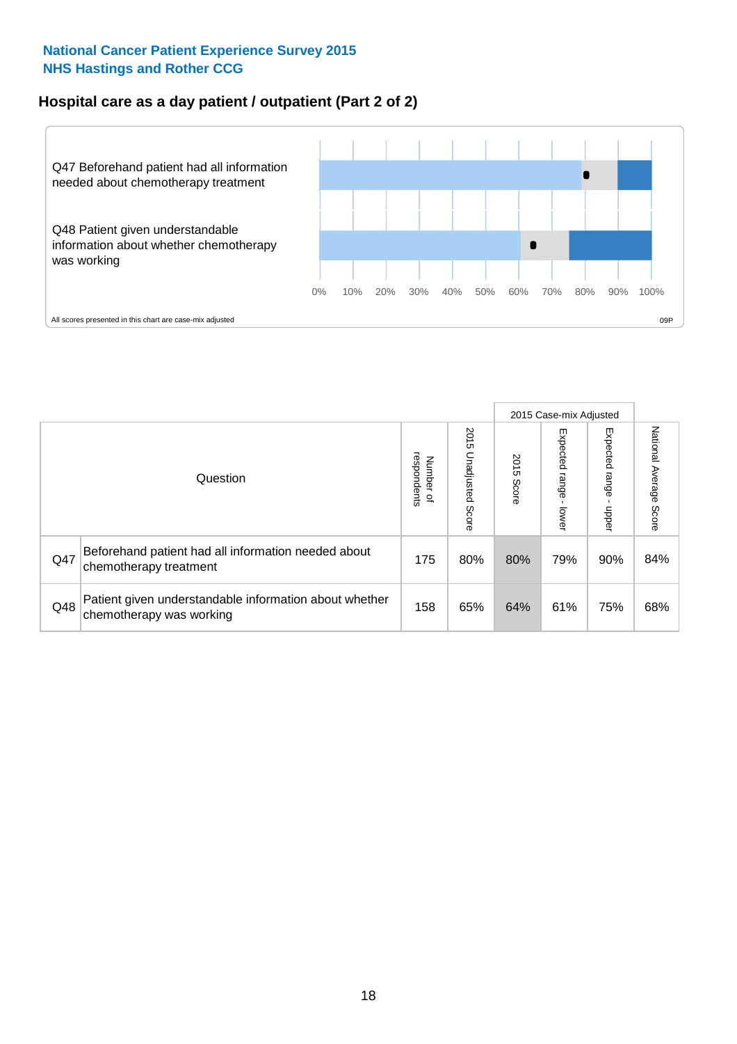**National Cancer Patient Experience Survey 2015**
**NHS Hastings and Rother CCG**

## Hospital care as a day patient / outpatient (Part 2 of 2)

Q47 Beforehand patient had all information needed about chemotherapy treatment

Q48 Patient given understandable information about whether chemotherapy was working

0% 10% 20% 30% 40% 50% 60% 70% 80% 90% 100%

All scores presented in this chart are case-mix adjusted

09P

| Question | | Number of respondents | 2015 Unadjusted Score | 2015 Case-mix Adjusted 2015 Score | 2015 Case-mix Adjusted Expected range - lower | 2015 Case-mix Adjusted Expected range - upper | National Average Score |
|---|---|---|---|---|---|---|---|
| Q47 | Beforehand patient had all information needed about chemotherapy treatment | 175 | 80% | 80% | 79% | 90% | 84% |
| Q48 | Patient given understandable information about whether chemotherapy was working | 158 | 65% | 64% | 61% | 75% | 68% |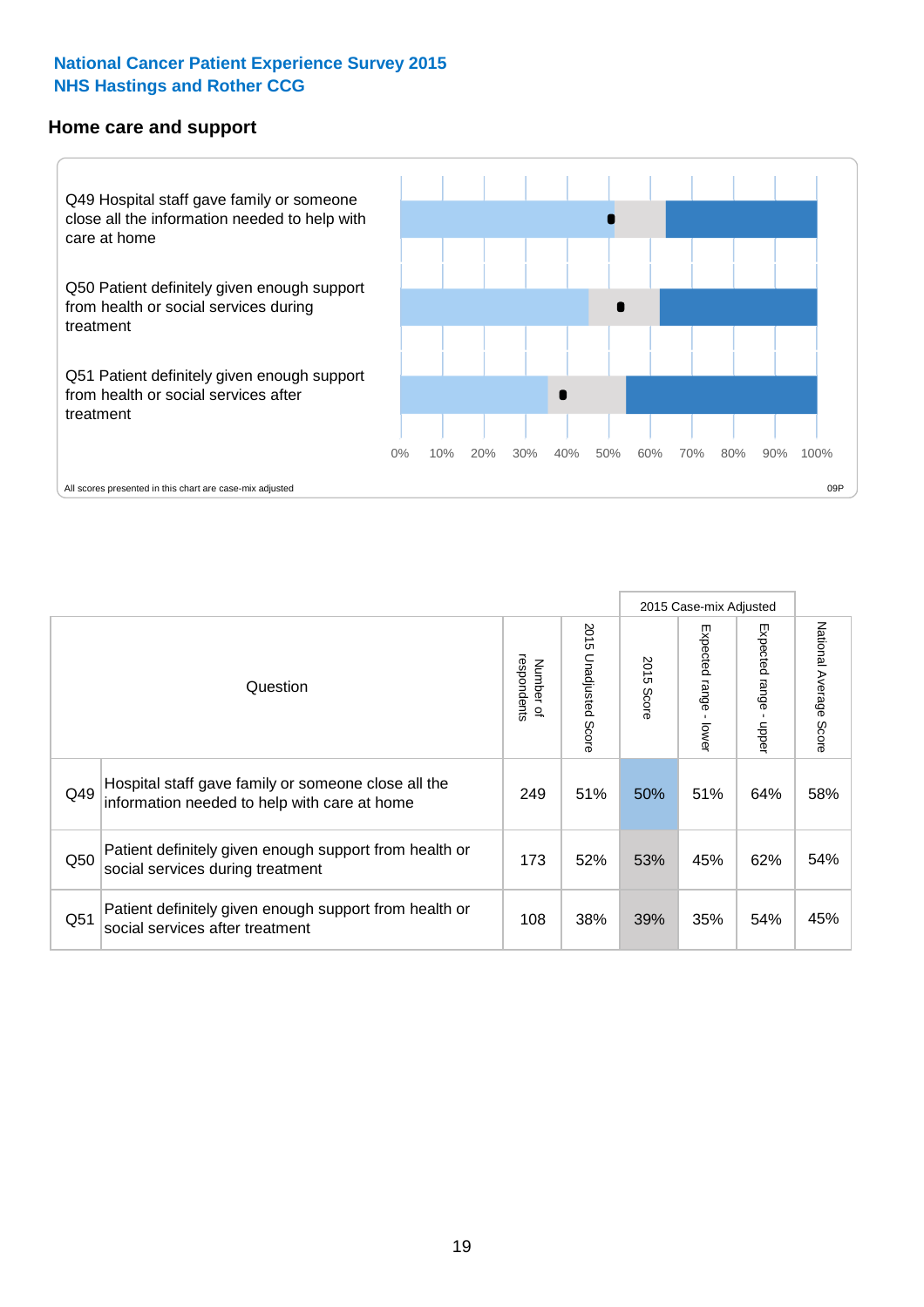National Cancer Patient Experience Survey 2015
NHS Hastings and Rother CCG

## Home care and support

Q49 Hospital staff gave family or someone close all the information needed to help with care at home

Q50 Patient definitely given enough support from health or social services during treatment

Q51 Patient definitely given enough support from health or social services after treatment

0% 10% 20% 30% 40% 50% 60% 70% 80% 90% 100%

All scores presented in this chart are case-mix adjusted

09P

| | Question | Number of respondents | 2015 Unadjusted Score | 2015 Case-mix Adjusted 2015 Score | 2015 Case-mix Adjusted Expected range - lower | 2015 Case-mix Adjusted Expected range - upper | National Average Score |
|---|---|---|---|---|---|---|---|
| Q49 | Hospital staff gave family or someone close all the information needed to help with care at home | 249 | 51% | 50% | 51% | 64% | 58% |
| Q50 | Patient definitely given enough support from health or social services during treatment | 173 | 52% | 53% | 45% | 62% | 54% |
| Q51 | Patient definitely given enough support from health or social services after treatment | 108 | 38% | 39% | 35% | 54% | 45% |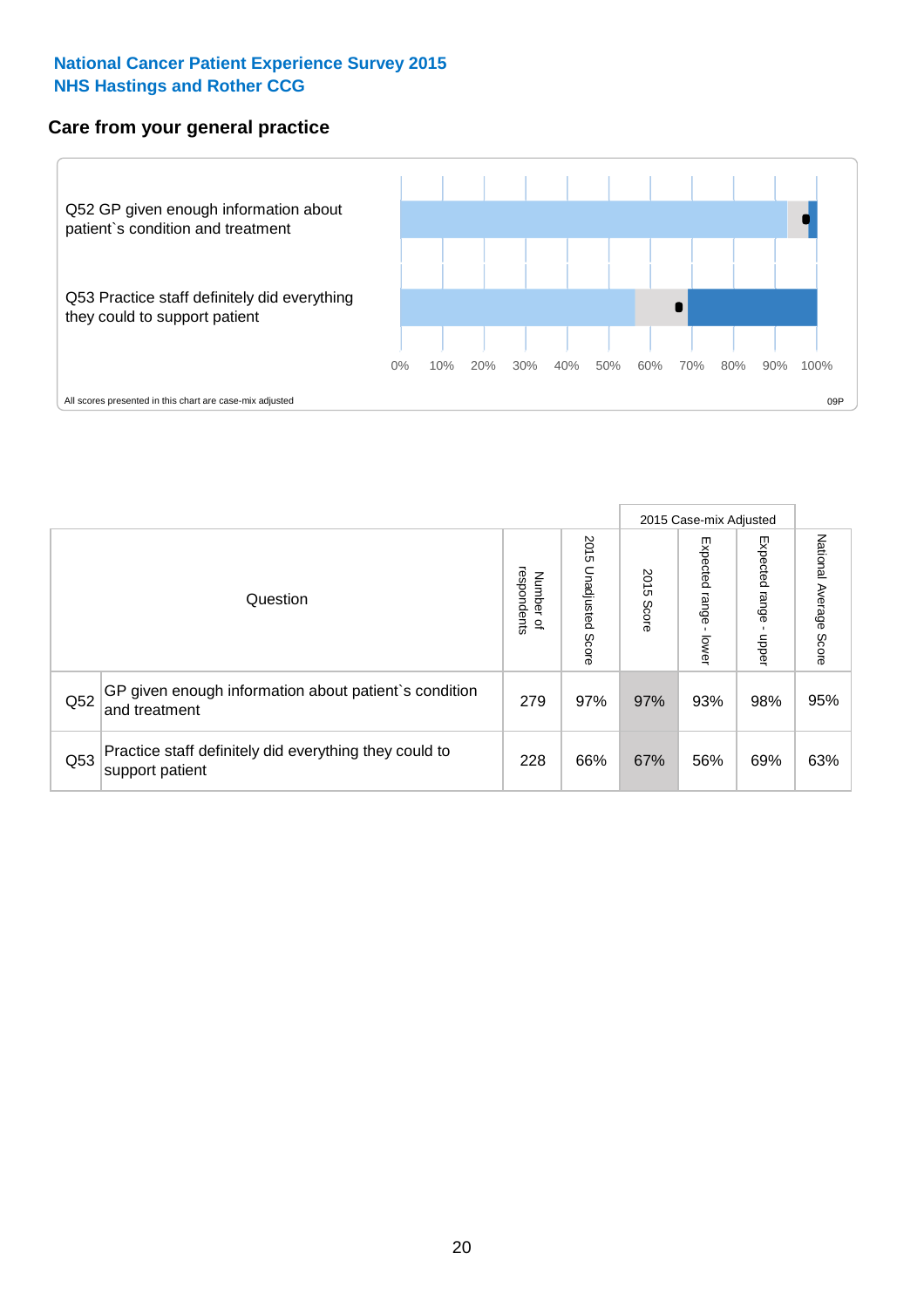National Cancer Patient Experience Survey 2015
NHS Hastings and Rother CCG

## Care from your general practice

Q52 GP given enough information about patient`s condition and treatment

Q53 Practice staff definitely did everything they could to support patient

0% 10% 20% 30% 40% 50% 60% 70% 80% 90% 100%

All scores presented in this chart are case-mix adjusted

09P

| Question | | Number of respondents | 2015 Unadjusted Score | 2015 Case-mix Adjusted | | | National Average Score |
|---|---|---|---|---|---|---|---|
| | | | | 2015 Score | Expected range - lower | Expected range - upper | |
| Q52 | GP given enough information about patient`s condition and treatment | 279 | 97% | 97% | 93% | 98% | 95% |
| Q53 | Practice staff definitely did everything they could to support patient | 228 | 66% | 67% | 56% | 69% | 63% |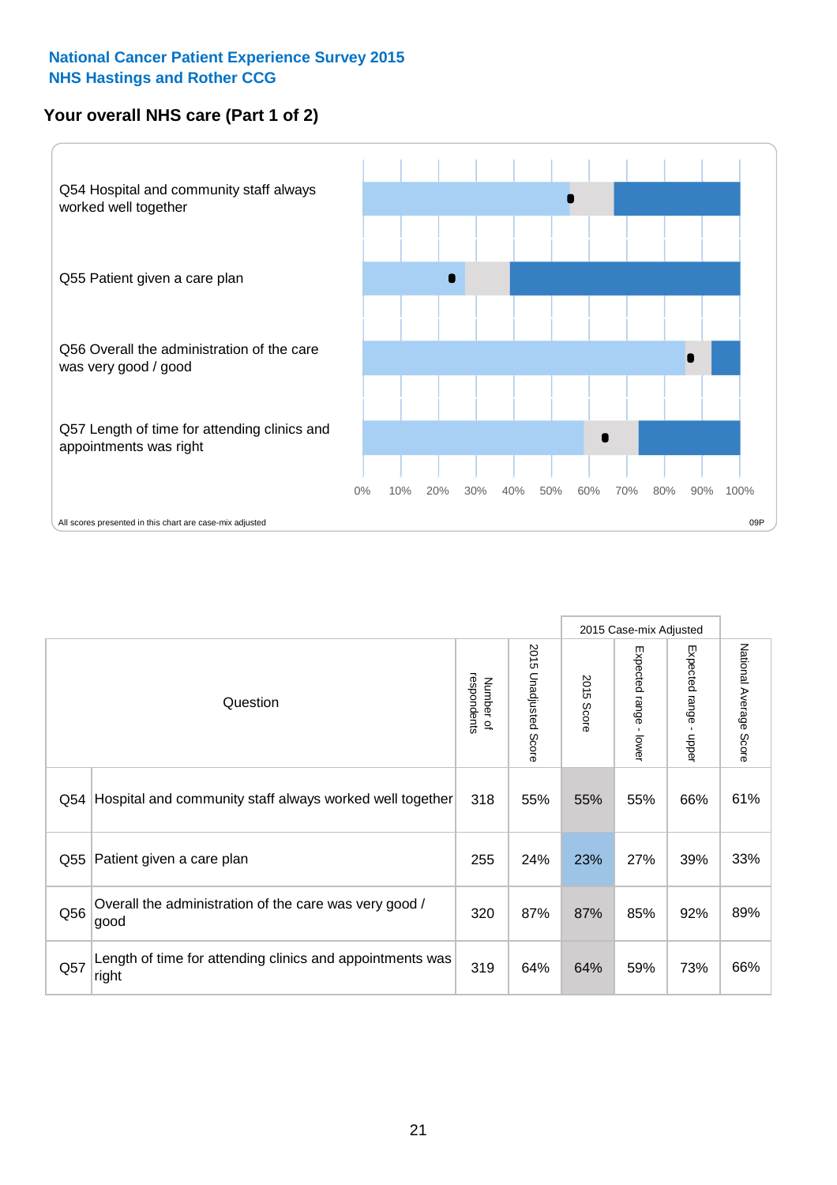National Cancer Patient Experience Survey 2015
NHS Hastings and Rother CCG

## Your overall NHS care (Part 1 of 2)

Q54 Hospital and community staff always worked well together

Q55 Patient given a care plan

Q56 Overall the administration of the care was very good / good

Q57 Length of time for attending clinics and appointments was right

0% 10% 20% 30% 40% 50% 60% 70% 80% 90% 100%

All scores presented in this chart are case-mix adjusted

09P

| | Question | Number of respondents | 2015 Unadjusted Score | 2015 Case-mix Adjusted: 2015 Score | 2015 Case-mix Adjusted: Expected range - lower | 2015 Case-mix Adjusted: Expected range - upper | National Average Score |
|---|---|---|---|---|---|---|---|
| Q54 | Hospital and community staff always worked well together | 318 | 55% | 55% | 55% | 66% | 61% |
| Q55 | Patient given a care plan | 255 | 24% | 23% | 27% | 39% | 33% |
| Q56 | Overall the administration of the care was very good / good | 320 | 87% | 87% | 85% | 92% | 89% |
| Q57 | Length of time for attending clinics and appointments was right | 319 | 64% | 64% | 59% | 73% | 66% |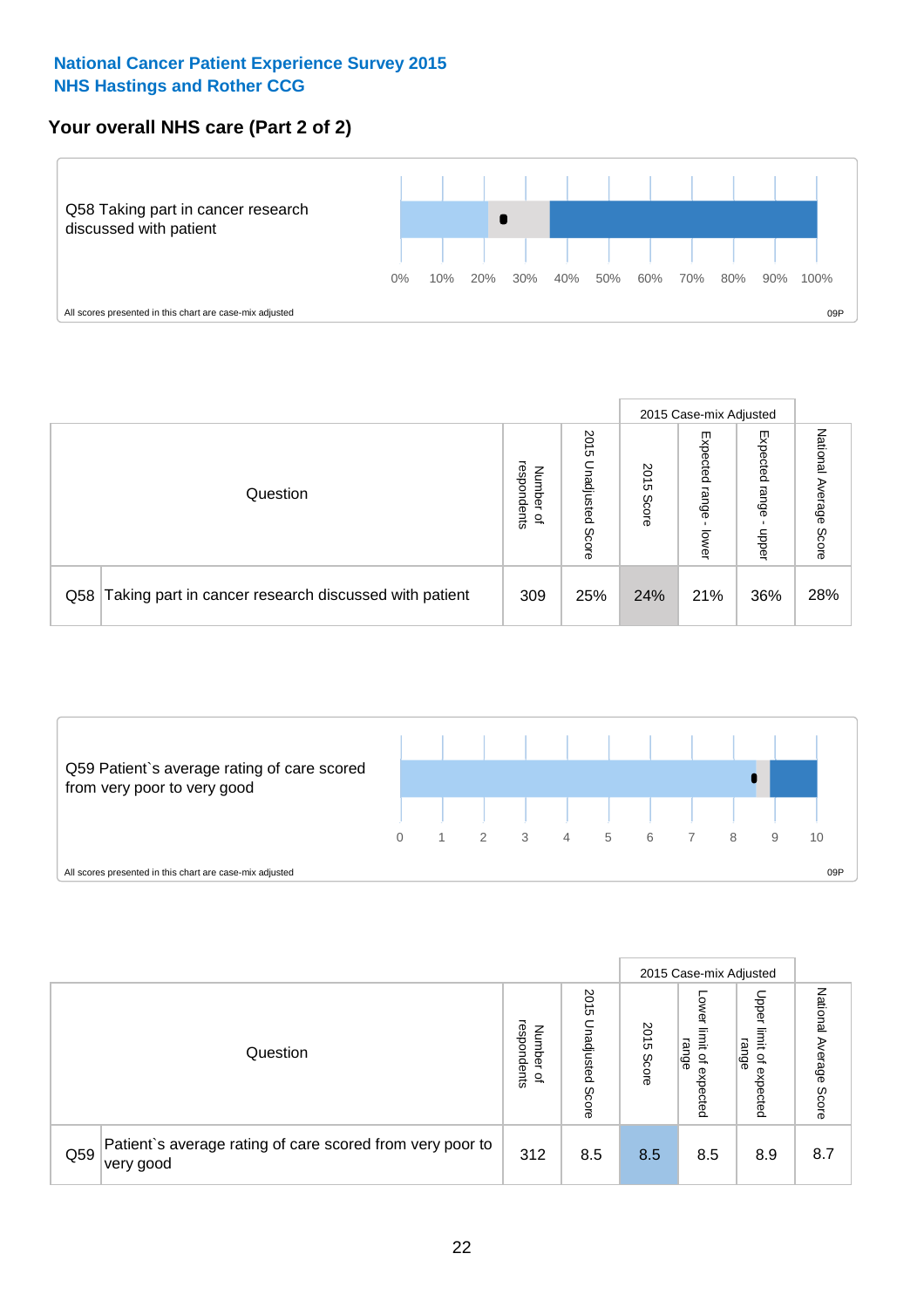**National Cancer Patient Experience Survey 2015**
**NHS Hastings and Rother CCG**

## Your overall NHS care (Part 2 of 2)

Q58 Taking part in cancer research discussed with patient

0% 10% 20% 30% 40% 50% 60% 70% 80% 90% 100%

All scores presented in this chart are case-mix adjusted

09P

| | | | | 2015 Case-mix Adjusted | | | |
|---|---|---|---|---|---|---|---|
| Question | | Number of respondents | 2015 Unadjusted Score | 2015 Score | Expected range - lower | Expected range - upper | National Average Score |
| Q58 | Taking part in cancer research discussed with patient | 309 | 25% | 24% | 21% | 36% | 28% |

Q59 Patient`s average rating of care scored from very poor to very good

0 1 2 3 4 5 6 7 8 9 10

All scores presented in this chart are case-mix adjusted

09P

| | | | | 2015 Case-mix Adjusted | | | |
|---|---|---|---|---|---|---|---|
| Question | | Number of respondents | 2015 Unadjusted Score | 2015 Score | Lower limit of expected range | Upper limit of expected range | National Average Score |
| Q59 | Patient`s average rating of care scored from very poor to very good | 312 | 8.5 | 8.5 | 8.5 | 8.9 | 8.7 |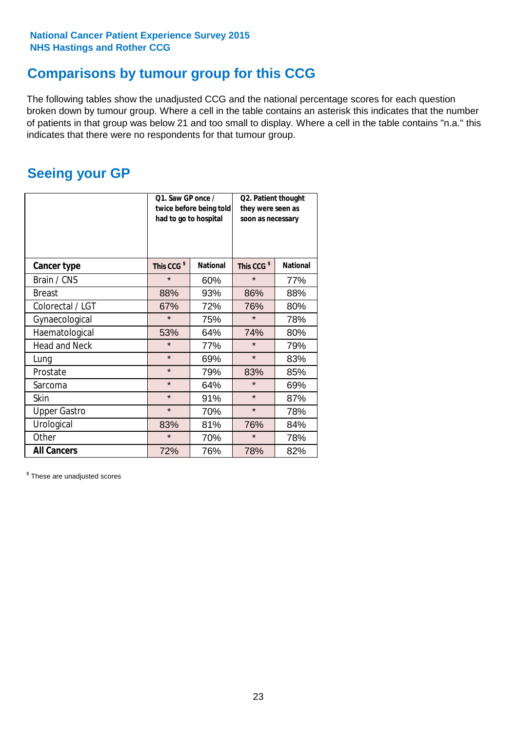**National Cancer Patient Experience Survey 2015**
**NHS Hastings and Rother CCG**

## Comparisons by tumour group for this CCG

The following tables show the unadjusted CCG and the national percentage scores for each question broken down by tumour group. Where a cell in the table contains an asterisk this indicates that the number of patients in that group was below 21 and too small to display. Where a cell in the table contains "n.a." this indicates that there were no respondents for that tumour group.

## Seeing your GP

| | Q1. Saw GP once / twice before being told had to go to hospital | | Q2. Patient thought they were seen as soon as necessary | |
|---|---|---|---|---|
| **Cancer type** | **This CCG $** | **National** | **This CCG $** | **National** |
| Brain / CNS | * | 60% | * | 77% |
| Breast | 88% | 93% | 86% | 88% |
| Colorectal / LGT | 67% | 72% | 76% | 80% |
| Gynaecological | * | 75% | * | 78% |
| Haematological | 53% | 64% | 74% | 80% |
| Head and Neck | * | 77% | * | 79% |
| Lung | * | 69% | * | 83% |
| Prostate | * | 79% | 83% | 85% |
| Sarcoma | * | 64% | * | 69% |
| Skin | * | 91% | * | 87% |
| Upper Gastro | * | 70% | * | 78% |
| Urological | 83% | 81% | 76% | 84% |
| Other | * | 70% | * | 78% |
| **All Cancers** | 72% | 76% | 78% | 82% |

$ These are unadjusted scores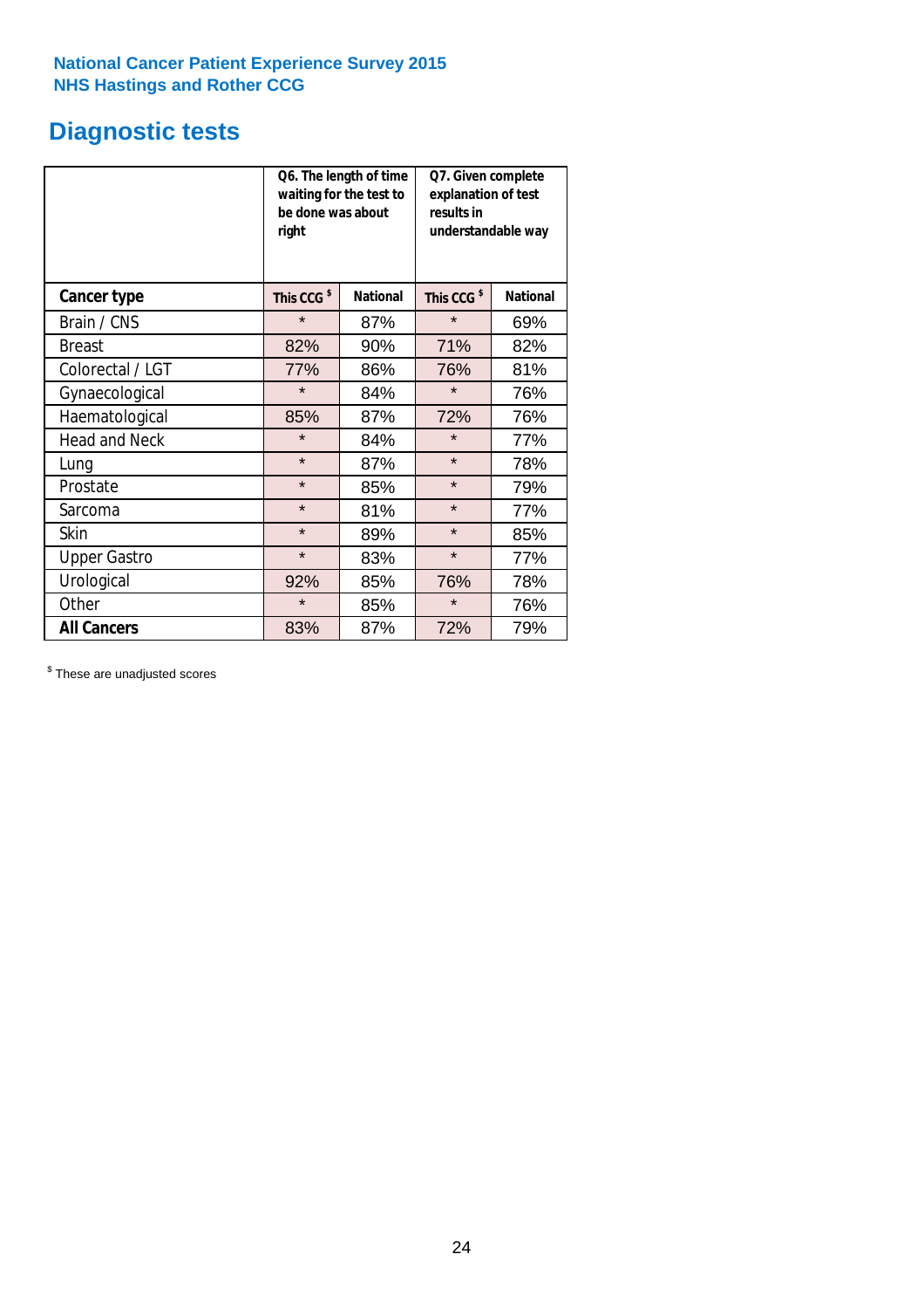National Cancer Patient Experience Survey 2015
NHS Hastings and Rother CCG

# Diagnostic tests

| | Q6. The length of time waiting for the test to be done was about right | | Q7. Given complete explanation of test results in understandable way | |
|---|---|---|---|---|
| **Cancer type** | **This CCG $** | **National** | **This CCG $** | **National** |
| Brain / CNS | * | 87% | * | 69% |
| Breast | 82% | 90% | 71% | 82% |
| Colorectal / LGT | 77% | 86% | 76% | 81% |
| Gynaecological | * | 84% | * | 76% |
| Haematological | 85% | 87% | 72% | 76% |
| Head and Neck | * | 84% | * | 77% |
| Lung | * | 87% | * | 78% |
| Prostate | * | 85% | * | 79% |
| Sarcoma | * | 81% | * | 77% |
| Skin | * | 89% | * | 85% |
| Upper Gastro | * | 83% | * | 77% |
| Urological | 92% | 85% | 76% | 78% |
| Other | * | 85% | * | 76% |
| **All Cancers** | 83% | 87% | 72% | 79% |

$ These are unadjusted scores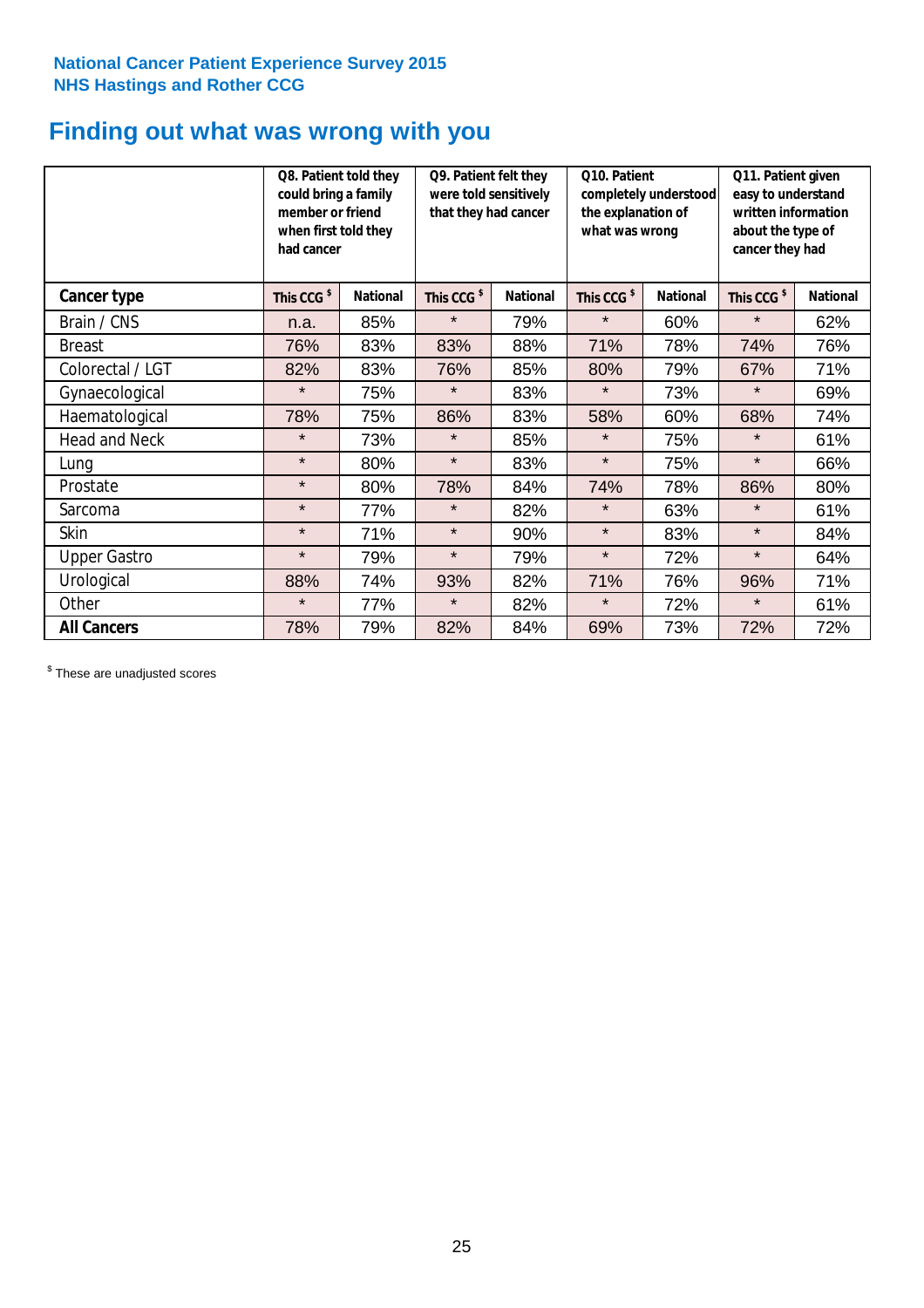**National Cancer Patient Experience Survey 2015**
**NHS Hastings and Rother CCG**

# Finding out what was wrong with you

| | Q8. Patient told they could bring a family member or friend when first told they had cancer | | Q9. Patient felt they were told sensitively that they had cancer | | Q10. Patient completely understood the explanation of what was wrong | | Q11. Patient given easy to understand written information about the type of cancer they had | |
|---|---|---|---|---|---|---|---|---|
| **Cancer type** | **This CCG $** | **National** | **This CCG $** | **National** | **This CCG $** | **National** | **This CCG $** | **National** |
| Brain / CNS | n.a. | 85% | * | 79% | * | 60% | * | 62% |
| Breast | 76% | 83% | 83% | 88% | 71% | 78% | 74% | 76% |
| Colorectal / LGT | 82% | 83% | 76% | 85% | 80% | 79% | 67% | 71% |
| Gynaecological | * | 75% | * | 83% | * | 73% | * | 69% |
| Haematological | 78% | 75% | 86% | 83% | 58% | 60% | 68% | 74% |
| Head and Neck | * | 73% | * | 85% | * | 75% | * | 61% |
| Lung | * | 80% | * | 83% | * | 75% | * | 66% |
| Prostate | * | 80% | 78% | 84% | 74% | 78% | 86% | 80% |
| Sarcoma | * | 77% | * | 82% | * | 63% | * | 61% |
| Skin | * | 71% | * | 90% | * | 83% | * | 84% |
| Upper Gastro | * | 79% | * | 79% | * | 72% | * | 64% |
| Urological | 88% | 74% | 93% | 82% | 71% | 76% | 96% | 71% |
| Other | * | 77% | * | 82% | * | 72% | * | 61% |
| **All Cancers** | 78% | 79% | 82% | 84% | 69% | 73% | 72% | 72% |

$ These are unadjusted scores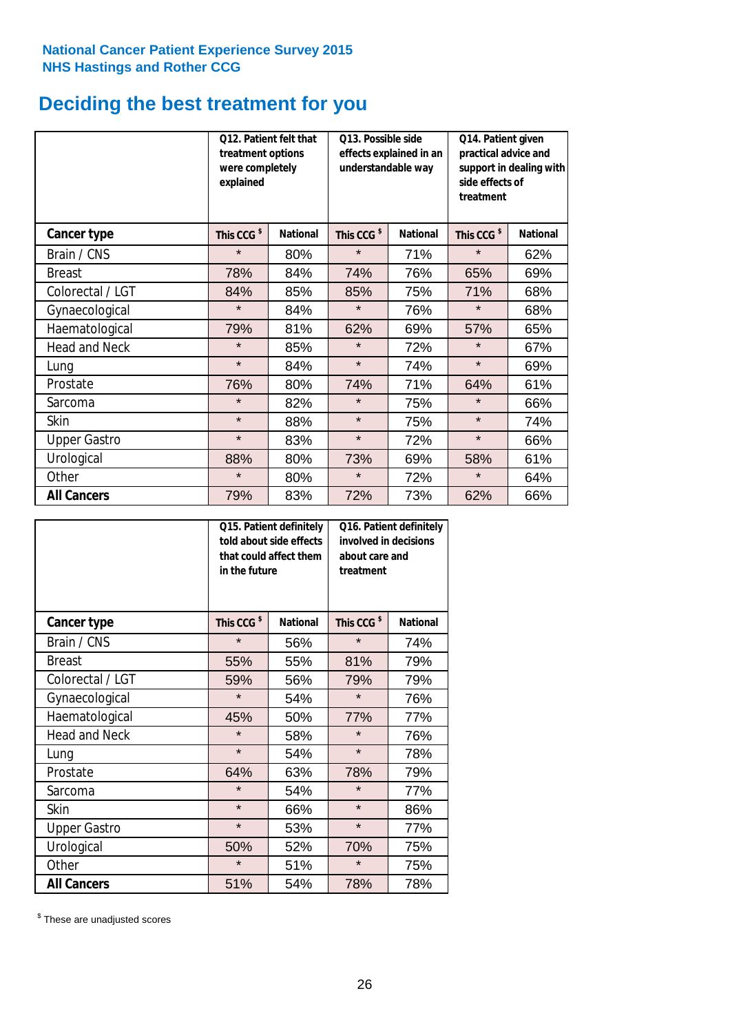National Cancer Patient Experience Survey 2015
NHS Hastings and Rother CCG

# Deciding the best treatment for you

| | Q12. Patient felt that treatment options were completely explained | | Q13. Possible side effects explained in an understandable way | | Q14. Patient given practical advice and support in dealing with side effects of treatment | |
|---|---|---|---|---|---|---|
| **Cancer type** | **This CCG $** | **National** | **This CCG $** | **National** | **This CCG $** | **National** |
| Brain / CNS | * | 80% | * | 71% | * | 62% |
| Breast | 78% | 84% | 74% | 76% | 65% | 69% |
| Colorectal / LGT | 84% | 85% | 85% | 75% | 71% | 68% |
| Gynaecological | * | 84% | * | 76% | * | 68% |
| Haematological | 79% | 81% | 62% | 69% | 57% | 65% |
| Head and Neck | * | 85% | * | 72% | * | 67% |
| Lung | * | 84% | * | 74% | * | 69% |
| Prostate | 76% | 80% | 74% | 71% | 64% | 61% |
| Sarcoma | * | 82% | * | 75% | * | 66% |
| Skin | * | 88% | * | 75% | * | 74% |
| Upper Gastro | * | 83% | * | 72% | * | 66% |
| Urological | 88% | 80% | 73% | 69% | 58% | 61% |
| Other | * | 80% | * | 72% | * | 64% |
| **All Cancers** | 79% | 83% | 72% | 73% | 62% | 66% |

| | Q15. Patient definitely told about side effects that could affect them in the future | | Q16. Patient definitely involved in decisions about care and treatment | |
|---|---|---|---|---|
| **Cancer type** | **This CCG $** | **National** | **This CCG $** | **National** |
| Brain / CNS | * | 56% | * | 74% |
| Breast | 55% | 55% | 81% | 79% |
| Colorectal / LGT | 59% | 56% | 79% | 79% |
| Gynaecological | * | 54% | * | 76% |
| Haematological | 45% | 50% | 77% | 77% |
| Head and Neck | * | 58% | * | 76% |
| Lung | * | 54% | * | 78% |
| Prostate | 64% | 63% | 78% | 79% |
| Sarcoma | * | 54% | * | 77% |
| Skin | * | 66% | * | 86% |
| Upper Gastro | * | 53% | * | 77% |
| Urological | 50% | 52% | 70% | 75% |
| Other | * | 51% | * | 75% |
| **All Cancers** | 51% | 54% | 78% | 78% |

$ These are unadjusted scores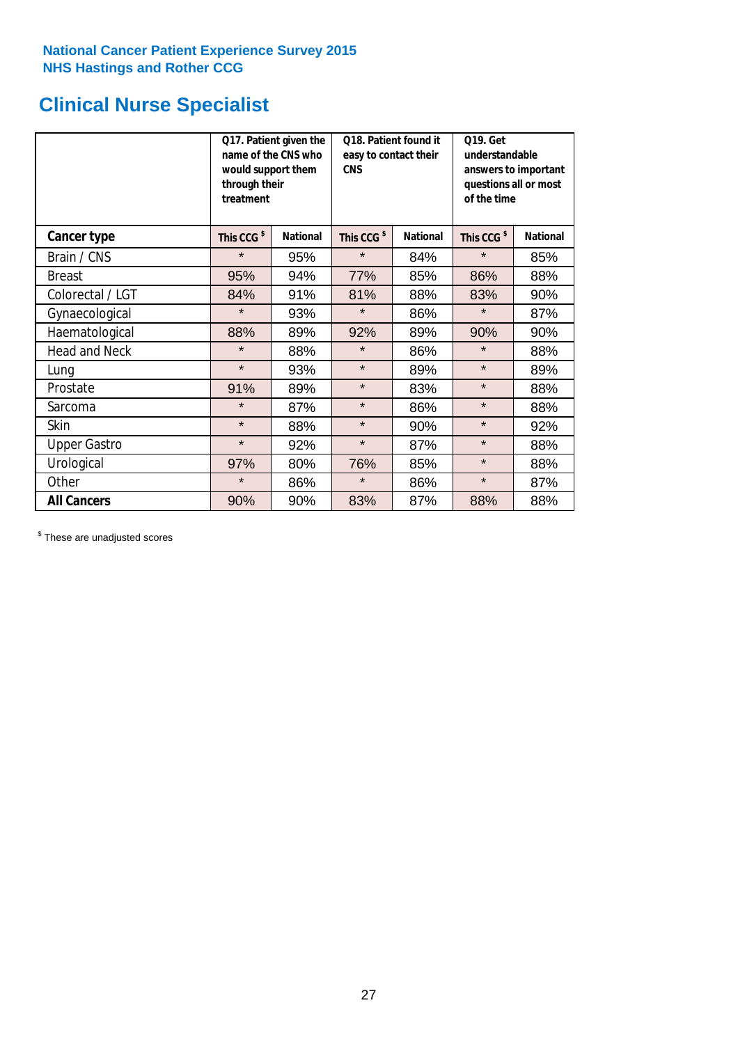**National Cancer Patient Experience Survey 2015**
**NHS Hastings and Rother CCG**

# Clinical Nurse Specialist

| | Q17. Patient given the name of the CNS who would support them through their treatment | | Q18. Patient found it easy to contact their CNS | | Q19. Get understandable answers to important questions all or most of the time | |
|---|---|---|---|---|---|---|
| **Cancer type** | **This CCG $** | **National** | **This CCG $** | **National** | **This CCG $** | **National** |
| Brain / CNS | * | 95% | * | 84% | * | 85% |
| Breast | 95% | 94% | 77% | 85% | 86% | 88% |
| Colorectal / LGT | 84% | 91% | 81% | 88% | 83% | 90% |
| Gynaecological | * | 93% | * | 86% | * | 87% |
| Haematological | 88% | 89% | 92% | 89% | 90% | 90% |
| Head and Neck | * | 88% | * | 86% | * | 88% |
| Lung | * | 93% | * | 89% | * | 89% |
| Prostate | 91% | 89% | * | 83% | * | 88% |
| Sarcoma | * | 87% | * | 86% | * | 88% |
| Skin | * | 88% | * | 90% | * | 92% |
| Upper Gastro | * | 92% | * | 87% | * | 88% |
| Urological | 97% | 80% | 76% | 85% | * | 88% |
| Other | * | 86% | * | 86% | * | 87% |
| **All Cancers** | 90% | 90% | 83% | 87% | 88% | 88% |

$ These are unadjusted scores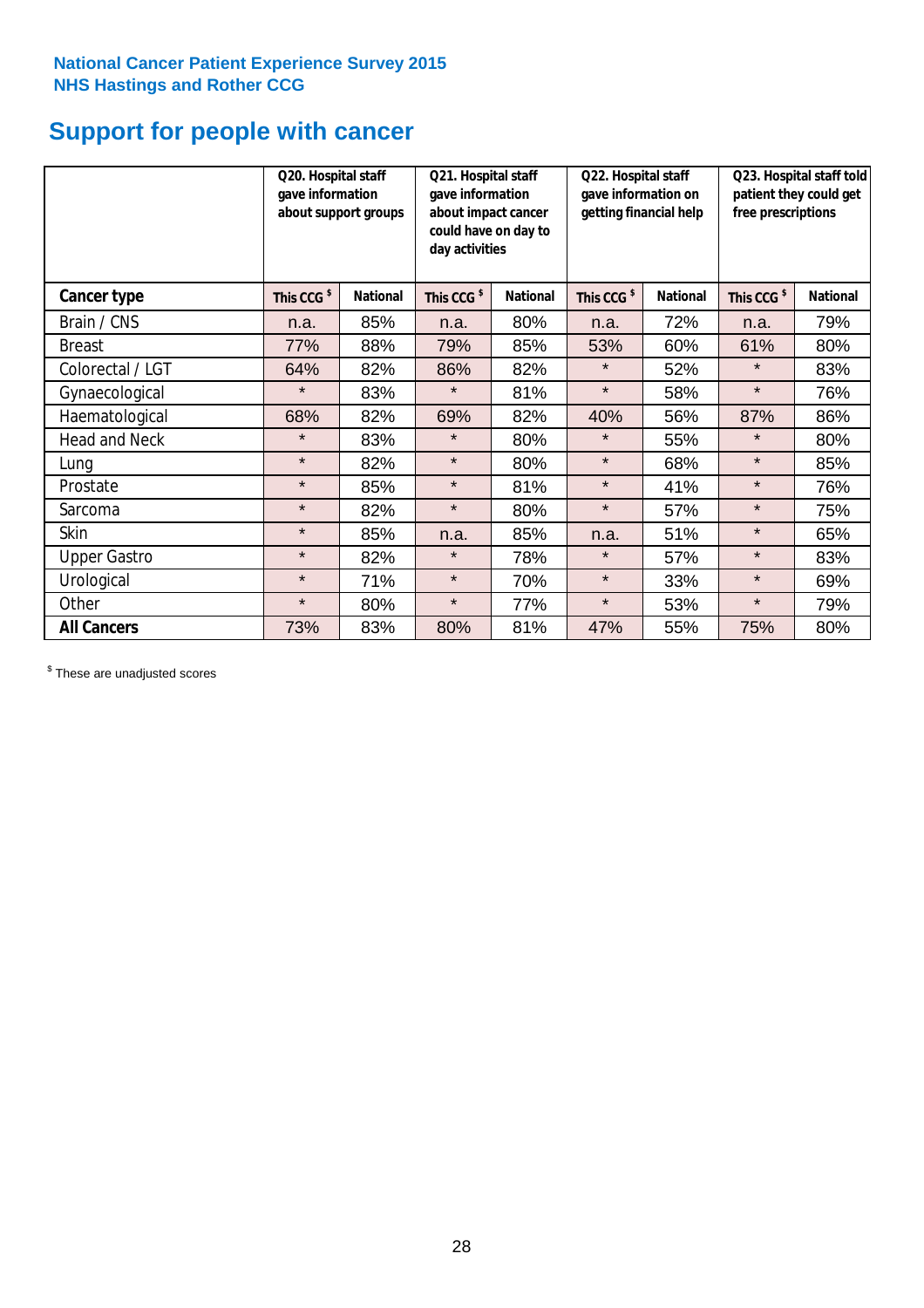National Cancer Patient Experience Survey 2015
NHS Hastings and Rother CCG

# Support for people with cancer

| | Q20. Hospital staff gave information about support groups | | Q21. Hospital staff gave information about impact cancer could have on day to day activities | | Q22. Hospital staff gave information on getting financial help | | Q23. Hospital staff told patient they could get free prescriptions | |
|---|---|---|---|---|---|---|---|---|
| **Cancer type** | This CCG $ | National | This CCG $ | National | This CCG $ | National | This CCG $ | National |
| Brain / CNS | n.a. | 85% | n.a. | 80% | n.a. | 72% | n.a. | 79% |
| Breast | 77% | 88% | 79% | 85% | 53% | 60% | 61% | 80% |
| Colorectal / LGT | 64% | 82% | 86% | 82% | * | 52% | * | 83% |
| Gynaecological | * | 83% | * | 81% | * | 58% | * | 76% |
| Haematological | 68% | 82% | 69% | 82% | 40% | 56% | 87% | 86% |
| Head and Neck | * | 83% | * | 80% | * | 55% | * | 80% |
| Lung | * | 82% | * | 80% | * | 68% | * | 85% |
| Prostate | * | 85% | * | 81% | * | 41% | * | 76% |
| Sarcoma | * | 82% | * | 80% | * | 57% | * | 75% |
| Skin | * | 85% | n.a. | 85% | n.a. | 51% | * | 65% |
| Upper Gastro | * | 82% | * | 78% | * | 57% | * | 83% |
| Urological | * | 71% | * | 70% | * | 33% | * | 69% |
| Other | * | 80% | * | 77% | * | 53% | * | 79% |
| **All Cancers** | 73% | 83% | 80% | 81% | 47% | 55% | 75% | 80% |

$ These are unadjusted scores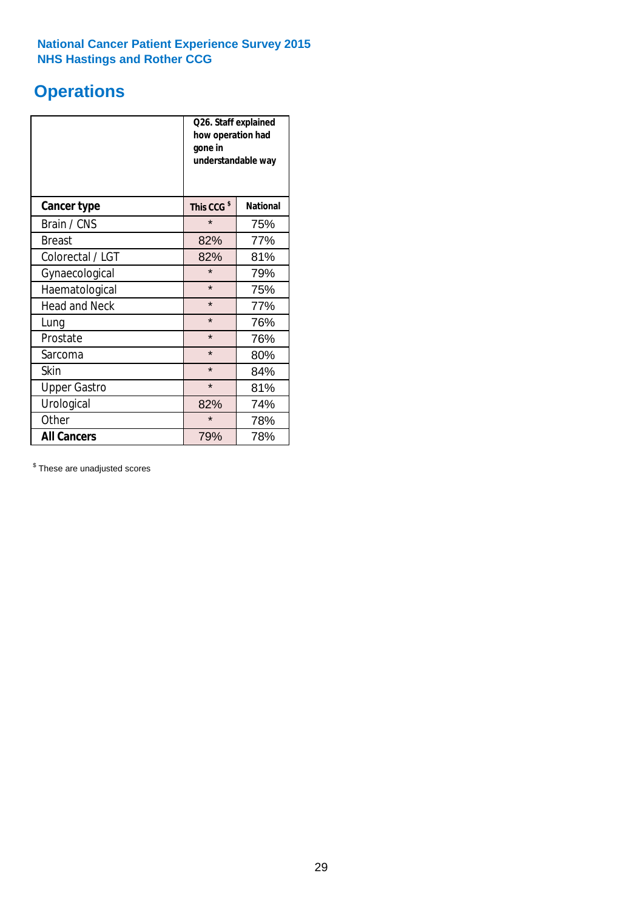National Cancer Patient Experience Survey 2015
NHS Hastings and Rother CCG

# Operations

| | Q26. Staff explained how operation had gone in understandable way | |
|---|---|---|
| **Cancer type** | **This CCG $** | **National** |
| Brain / CNS | * | 75% |
| Breast | 82% | 77% |
| Colorectal / LGT | 82% | 81% |
| Gynaecological | * | 79% |
| Haematological | * | 75% |
| Head and Neck | * | 77% |
| Lung | * | 76% |
| Prostate | * | 76% |
| Sarcoma | * | 80% |
| Skin | * | 84% |
| Upper Gastro | * | 81% |
| Urological | 82% | 74% |
| Other | * | 78% |
| **All Cancers** | 79% | 78% |

$ These are unadjusted scores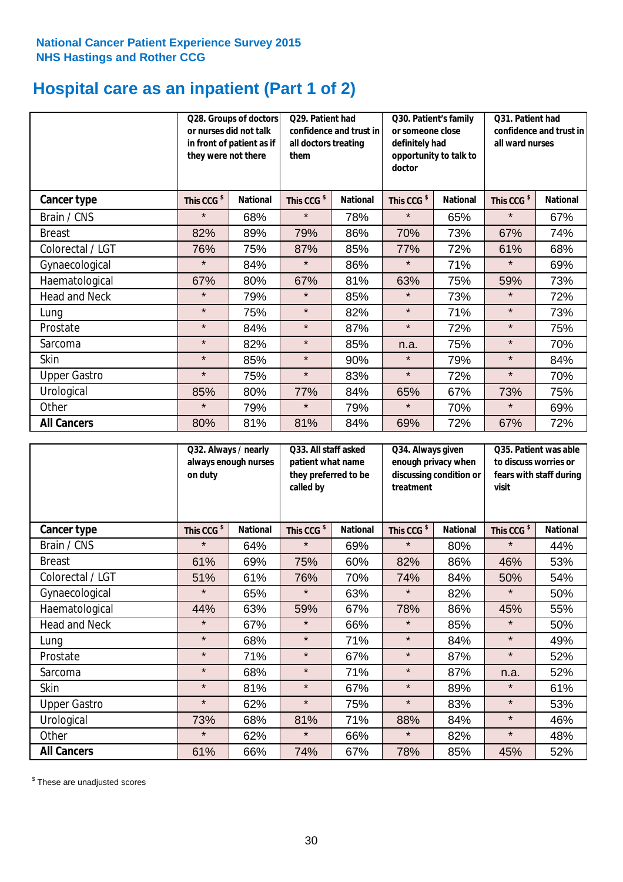National Cancer Patient Experience Survey 2015
NHS Hastings and Rother CCG

# Hospital care as an inpatient (Part 1 of 2)

| | Q28. Groups of doctors or nurses did not talk in front of patient as if they were not there | | Q29. Patient had confidence and trust in all doctors treating them | | Q30. Patient's family or someone close definitely had opportunity to talk to doctor | | Q31. Patient had confidence and trust in all ward nurses | |
|---|---|---|---|---|---|---|---|---|
| **Cancer type** | This CCG $ | National | This CCG $ | National | This CCG $ | National | This CCG $ | National |
| Brain / CNS | * | 68% | * | 78% | * | 65% | * | 67% |
| Breast | 82% | 89% | 79% | 86% | 70% | 73% | 67% | 74% |
| Colorectal / LGT | 76% | 75% | 87% | 85% | 77% | 72% | 61% | 68% |
| Gynaecological | * | 84% | * | 86% | * | 71% | * | 69% |
| Haematological | 67% | 80% | 67% | 81% | 63% | 75% | 59% | 73% |
| Head and Neck | * | 79% | * | 85% | * | 73% | * | 72% |
| Lung | * | 75% | * | 82% | * | 71% | * | 73% |
| Prostate | * | 84% | * | 87% | * | 72% | * | 75% |
| Sarcoma | * | 82% | * | 85% | n.a. | 75% | * | 70% |
| Skin | * | 85% | * | 90% | * | 79% | * | 84% |
| Upper Gastro | * | 75% | * | 83% | * | 72% | * | 70% |
| Urological | 85% | 80% | 77% | 84% | 65% | 67% | 73% | 75% |
| Other | * | 79% | * | 79% | * | 70% | * | 69% |
| **All Cancers** | 80% | 81% | 81% | 84% | 69% | 72% | 67% | 72% |

| | Q32. Always / nearly always enough nurses on duty | | Q33. All staff asked patient what name they preferred to be called by | | Q34. Always given enough privacy when discussing condition or treatment | | Q35. Patient was able to discuss worries or fears with staff during visit | |
|---|---|---|---|---|---|---|---|---|
| **Cancer type** | This CCG $ | National | This CCG $ | National | This CCG $ | National | This CCG $ | National |
| Brain / CNS | * | 64% | * | 69% | * | 80% | * | 44% |
| Breast | 61% | 69% | 75% | 60% | 82% | 86% | 46% | 53% |
| Colorectal / LGT | 51% | 61% | 76% | 70% | 74% | 84% | 50% | 54% |
| Gynaecological | * | 65% | * | 63% | * | 82% | * | 50% |
| Haematological | 44% | 63% | 59% | 67% | 78% | 86% | 45% | 55% |
| Head and Neck | * | 67% | * | 66% | * | 85% | * | 50% |
| Lung | * | 68% | * | 71% | * | 84% | * | 49% |
| Prostate | * | 71% | * | 67% | * | 87% | * | 52% |
| Sarcoma | * | 68% | * | 71% | * | 87% | n.a. | 52% |
| Skin | * | 81% | * | 67% | * | 89% | * | 61% |
| Upper Gastro | * | 62% | * | 75% | * | 83% | * | 53% |
| Urological | 73% | 68% | 81% | 71% | 88% | 84% | * | 46% |
| Other | * | 62% | * | 66% | * | 82% | * | 48% |
| **All Cancers** | 61% | 66% | 74% | 67% | 78% | 85% | 45% | 52% |

$ These are unadjusted scores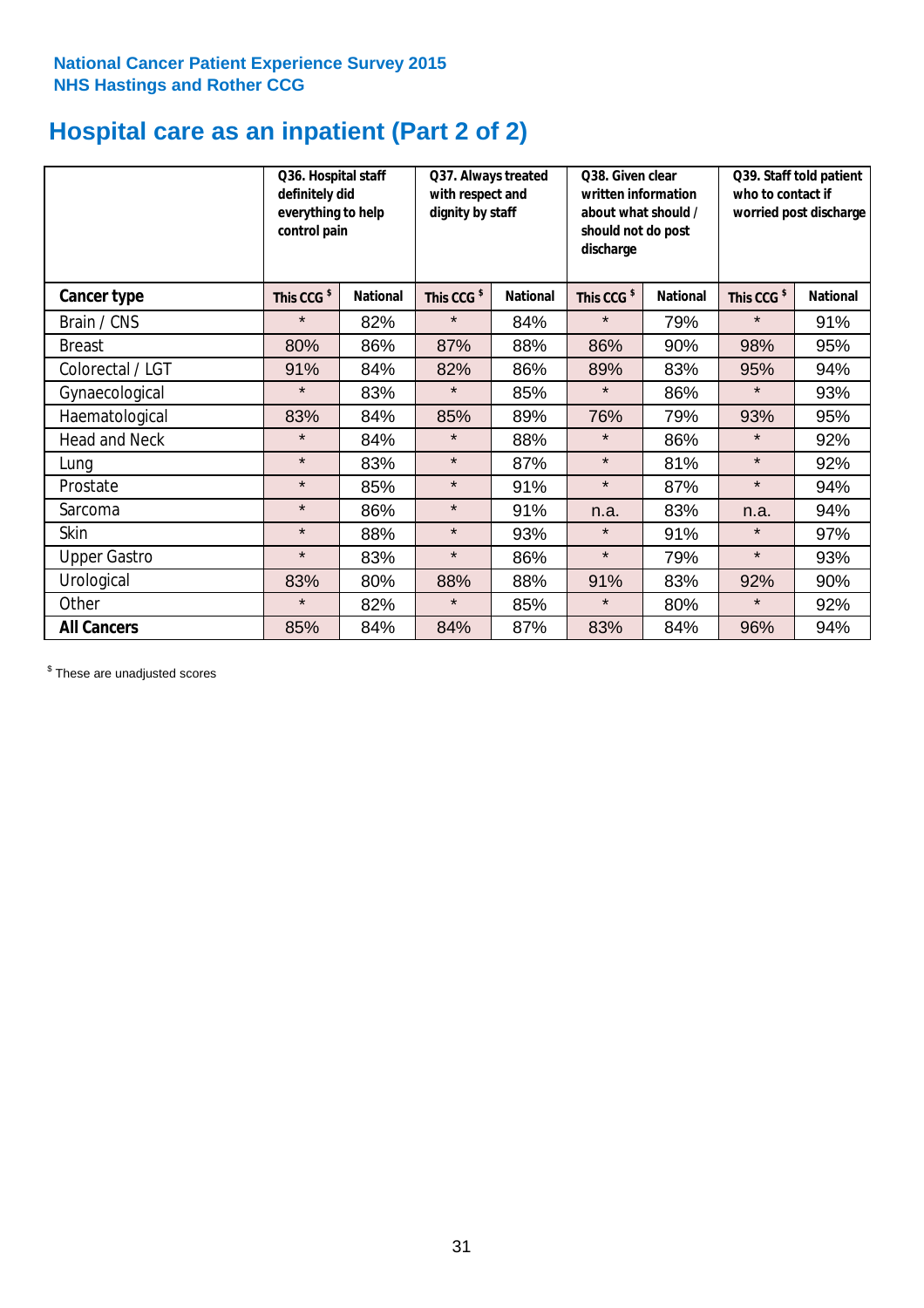National Cancer Patient Experience Survey 2015
NHS Hastings and Rother CCG

# Hospital care as an inpatient (Part 2 of 2)

| | Q36. Hospital staff definitely did everything to help control pain | | Q37. Always treated with respect and dignity by staff | | Q38. Given clear written information about what should / should not do post discharge | | Q39. Staff told patient who to contact if worried post discharge | |
|---|---|---|---|---|---|---|---|---|
| **Cancer type** | **This CCG $** | **National** | **This CCG $** | **National** | **This CCG $** | **National** | **This CCG $** | **National** |
| Brain / CNS | * | 82% | * | 84% | * | 79% | * | 91% |
| Breast | 80% | 86% | 87% | 88% | 86% | 90% | 98% | 95% |
| Colorectal / LGT | 91% | 84% | 82% | 86% | 89% | 83% | 95% | 94% |
| Gynaecological | * | 83% | * | 85% | * | 86% | * | 93% |
| Haematological | 83% | 84% | 85% | 89% | 76% | 79% | 93% | 95% |
| Head and Neck | * | 84% | * | 88% | * | 86% | * | 92% |
| Lung | * | 83% | * | 87% | * | 81% | * | 92% |
| Prostate | * | 85% | * | 91% | * | 87% | * | 94% |
| Sarcoma | * | 86% | * | 91% | n.a. | 83% | n.a. | 94% |
| Skin | * | 88% | * | 93% | * | 91% | * | 97% |
| Upper Gastro | * | 83% | * | 86% | * | 79% | * | 93% |
| Urological | 83% | 80% | 88% | 88% | 91% | 83% | 92% | 90% |
| Other | * | 82% | * | 85% | * | 80% | * | 92% |
| **All Cancers** | 85% | 84% | 84% | 87% | 83% | 84% | 96% | 94% |

$ These are unadjusted scores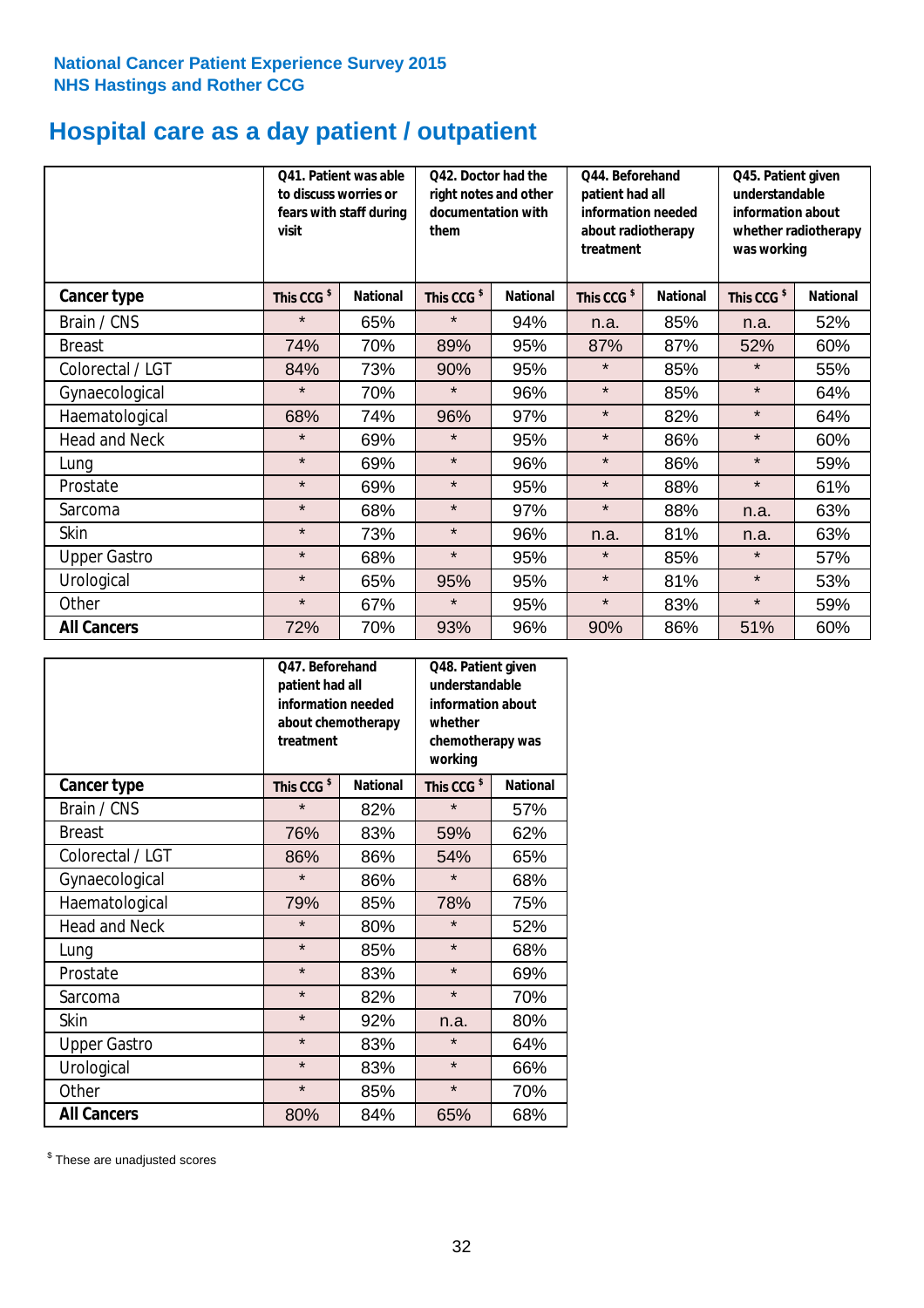National Cancer Patient Experience Survey 2015
NHS Hastings and Rother CCG

# Hospital care as a day patient / outpatient

| | Q41. Patient was able to discuss worries or fears with staff during visit | | Q42. Doctor had the right notes and other documentation with them | | Q44. Beforehand patient had all information needed about radiotherapy treatment | | Q45. Patient given understandable information about whether radiotherapy was working | |
|---|---|---|---|---|---|---|---|---|
| **Cancer type** | This CCG $ | National | This CCG $ | National | This CCG $ | National | This CCG $ | National |
| Brain / CNS | * | 65% | * | 94% | n.a. | 85% | n.a. | 52% |
| Breast | 74% | 70% | 89% | 95% | 87% | 87% | 52% | 60% |
| Colorectal / LGT | 84% | 73% | 90% | 95% | * | 85% | * | 55% |
| Gynaecological | * | 70% | * | 96% | * | 85% | * | 64% |
| Haematological | 68% | 74% | 96% | 97% | * | 82% | * | 64% |
| Head and Neck | * | 69% | * | 95% | * | 86% | * | 60% |
| Lung | * | 69% | * | 96% | * | 86% | * | 59% |
| Prostate | * | 69% | * | 95% | * | 88% | * | 61% |
| Sarcoma | * | 68% | * | 97% | * | 88% | n.a. | 63% |
| Skin | * | 73% | * | 96% | n.a. | 81% | n.a. | 63% |
| Upper Gastro | * | 68% | * | 95% | * | 85% | * | 57% |
| Urological | * | 65% | 95% | 95% | * | 81% | * | 53% |
| Other | * | 67% | * | 95% | * | 83% | * | 59% |
| **All Cancers** | 72% | 70% | 93% | 96% | 90% | 86% | 51% | 60% |

| | Q47. Beforehand patient had all information needed about chemotherapy treatment | | Q48. Patient given understandable information about whether chemotherapy was working | |
|---|---|---|---|---|
| **Cancer type** | This CCG $ | National | This CCG $ | National |
| Brain / CNS | * | 82% | * | 57% |
| Breast | 76% | 83% | 59% | 62% |
| Colorectal / LGT | 86% | 86% | 54% | 65% |
| Gynaecological | * | 86% | * | 68% |
| Haematological | 79% | 85% | 78% | 75% |
| Head and Neck | * | 80% | * | 52% |
| Lung | * | 85% | * | 68% |
| Prostate | * | 83% | * | 69% |
| Sarcoma | * | 82% | * | 70% |
| Skin | * | 92% | n.a. | 80% |
| Upper Gastro | * | 83% | * | 64% |
| Urological | * | 83% | * | 66% |
| Other | * | 85% | * | 70% |
| **All Cancers** | 80% | 84% | 65% | 68% |

$ These are unadjusted scores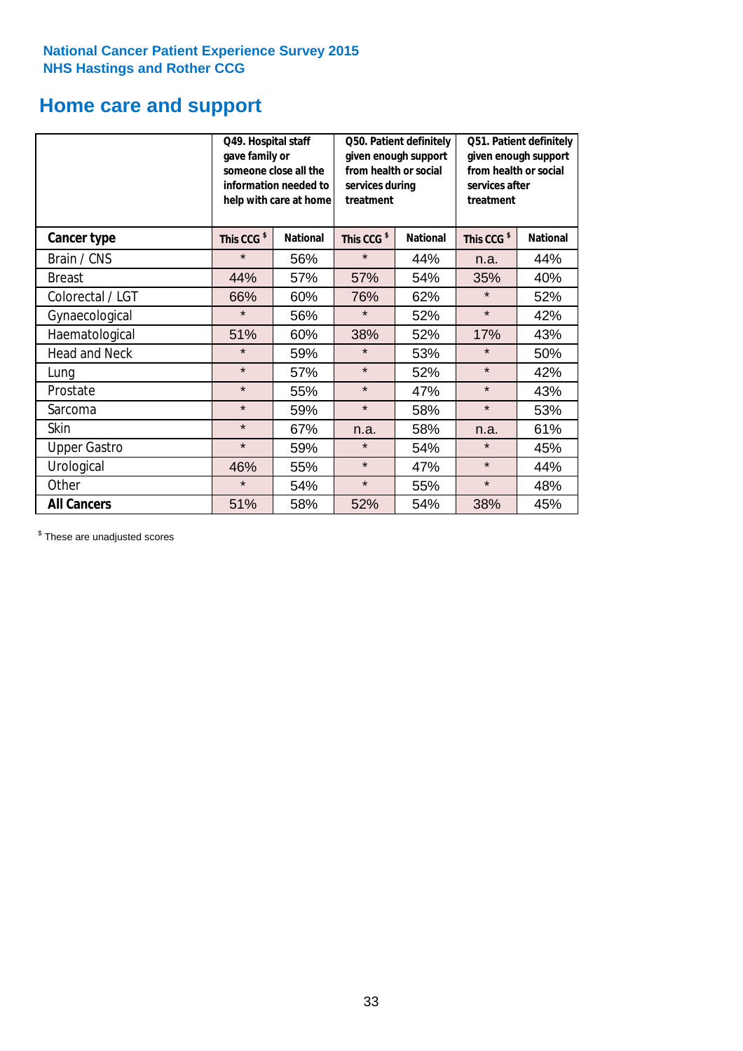National Cancer Patient Experience Survey 2015
NHS Hastings and Rother CCG

# Home care and support

| | Q49. Hospital staff gave family or someone close all the information needed to help with care at home | | Q50. Patient definitely given enough support from health or social services during treatment | | Q51. Patient definitely given enough support from health or social services after treatment | |
|---|---|---|---|---|---|---|
| **Cancer type** | This CCG $ | National | This CCG $ | National | This CCG $ | National |
| Brain / CNS | * | 56% | * | 44% | n.a. | 44% |
| Breast | 44% | 57% | 57% | 54% | 35% | 40% |
| Colorectal / LGT | 66% | 60% | 76% | 62% | * | 52% |
| Gynaecological | * | 56% | * | 52% | * | 42% |
| Haematological | 51% | 60% | 38% | 52% | 17% | 43% |
| Head and Neck | * | 59% | * | 53% | * | 50% |
| Lung | * | 57% | * | 52% | * | 42% |
| Prostate | * | 55% | * | 47% | * | 43% |
| Sarcoma | * | 59% | * | 58% | * | 53% |
| Skin | * | 67% | n.a. | 58% | n.a. | 61% |
| Upper Gastro | * | 59% | * | 54% | * | 45% |
| Urological | 46% | 55% | * | 47% | * | 44% |
| Other | * | 54% | * | 55% | * | 48% |
| **All Cancers** | 51% | 58% | 52% | 54% | 38% | 45% |

$ These are unadjusted scores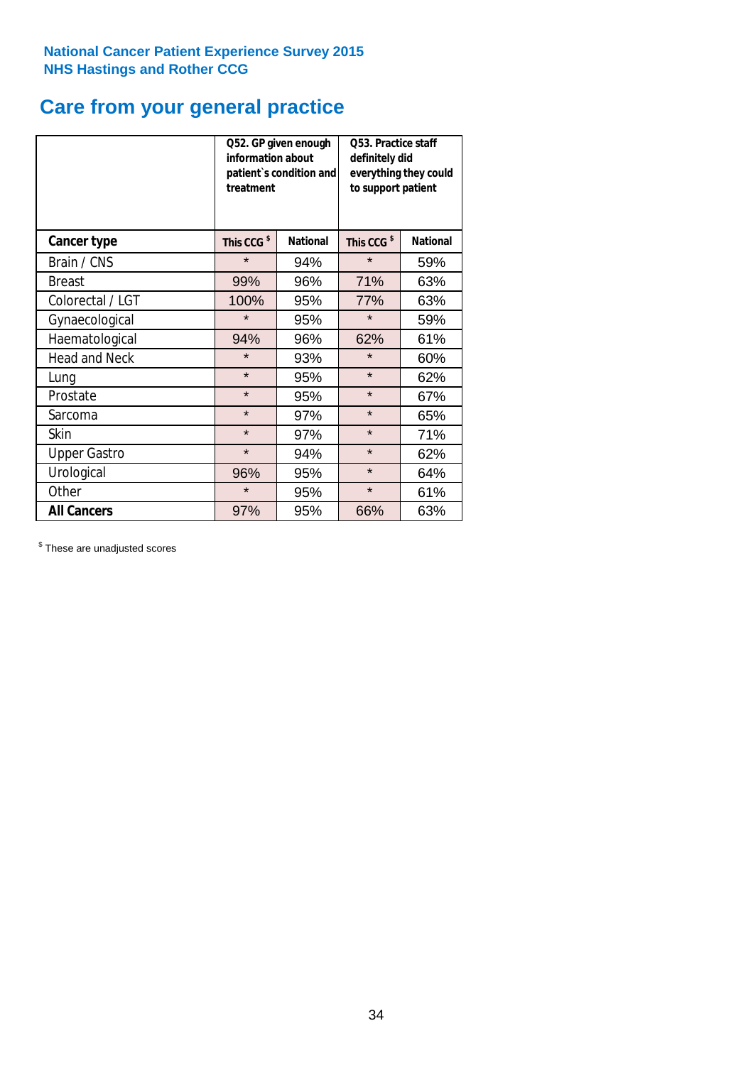National Cancer Patient Experience Survey 2015
NHS Hastings and Rother CCG

## Care from your general practice

| | Q52. GP given enough information about patient`s condition and treatment | | Q53. Practice staff definitely did everything they could to support patient | |
|---|---|---|---|---|
| **Cancer type** | **This CCG $** | **National** | **This CCG $** | **National** |
| Brain / CNS | * | 94% | * | 59% |
| Breast | 99% | 96% | 71% | 63% |
| Colorectal / LGT | 100% | 95% | 77% | 63% |
| Gynaecological | * | 95% | * | 59% |
| Haematological | 94% | 96% | 62% | 61% |
| Head and Neck | * | 93% | * | 60% |
| Lung | * | 95% | * | 62% |
| Prostate | * | 95% | * | 67% |
| Sarcoma | * | 97% | * | 65% |
| Skin | * | 97% | * | 71% |
| Upper Gastro | * | 94% | * | 62% |
| Urological | 96% | 95% | * | 64% |
| Other | * | 95% | * | 61% |
| **All Cancers** | 97% | 95% | 66% | 63% |

$ These are unadjusted scores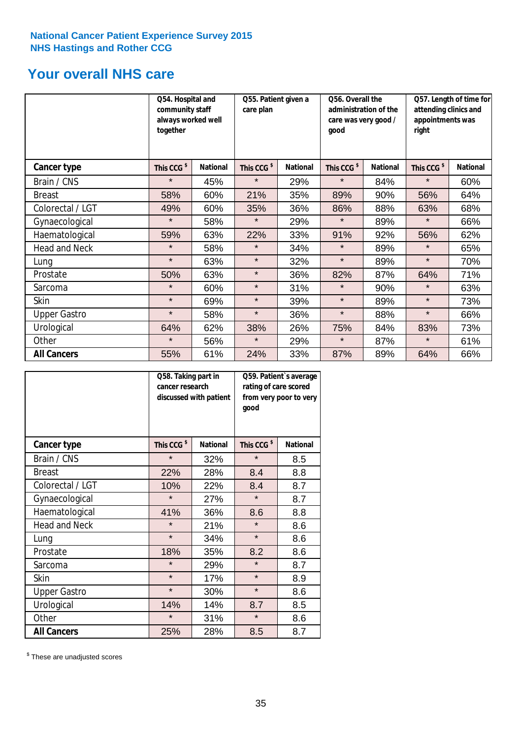National Cancer Patient Experience Survey 2015
NHS Hastings and Rother CCG

# Your overall NHS care

| | Q54. Hospital and community staff always worked well together | | Q55. Patient given a care plan | | Q56. Overall the administration of the care was very good / good | | Q57. Length of time for attending clinics and appointments was right | |
|---|---|---|---|---|---|---|---|---|
| **Cancer type** | This CCG $ | National | This CCG $ | National | This CCG $ | National | This CCG $ | National |
| Brain / CNS | * | 45% | * | 29% | * | 84% | * | 60% |
| Breast | 58% | 60% | 21% | 35% | 89% | 90% | 56% | 64% |
| Colorectal / LGT | 49% | 60% | 35% | 36% | 86% | 88% | 63% | 68% |
| Gynaecological | * | 58% | * | 29% | * | 89% | * | 66% |
| Haematological | 59% | 63% | 22% | 33% | 91% | 92% | 56% | 62% |
| Head and Neck | * | 58% | * | 34% | * | 89% | * | 65% |
| Lung | * | 63% | * | 32% | * | 89% | * | 70% |
| Prostate | 50% | 63% | * | 36% | 82% | 87% | 64% | 71% |
| Sarcoma | * | 60% | * | 31% | * | 90% | * | 63% |
| Skin | * | 69% | * | 39% | * | 89% | * | 73% |
| Upper Gastro | * | 58% | * | 36% | * | 88% | * | 66% |
| Urological | 64% | 62% | 38% | 26% | 75% | 84% | 83% | 73% |
| Other | * | 56% | * | 29% | * | 87% | * | 61% |
| **All Cancers** | 55% | 61% | 24% | 33% | 87% | 89% | 64% | 66% |

| | Q58. Taking part in cancer research discussed with patient | | Q59. Patient`s average rating of care scored from very poor to very good | |
|---|---|---|---|---|
| **Cancer type** | This CCG $ | National | This CCG $ | National |
| Brain / CNS | * | 32% | * | 8.5 |
| Breast | 22% | 28% | 8.4 | 8.8 |
| Colorectal / LGT | 10% | 22% | 8.4 | 8.7 |
| Gynaecological | * | 27% | * | 8.7 |
| Haematological | 41% | 36% | 8.6 | 8.8 |
| Head and Neck | * | 21% | * | 8.6 |
| Lung | * | 34% | * | 8.6 |
| Prostate | 18% | 35% | 8.2 | 8.6 |
| Sarcoma | * | 29% | * | 8.7 |
| Skin | * | 17% | * | 8.9 |
| Upper Gastro | * | 30% | * | 8.6 |
| Urological | 14% | 14% | 8.7 | 8.5 |
| Other | * | 31% | * | 8.6 |
| **All Cancers** | 25% | 28% | 8.5 | 8.7 |

$ These are unadjusted scores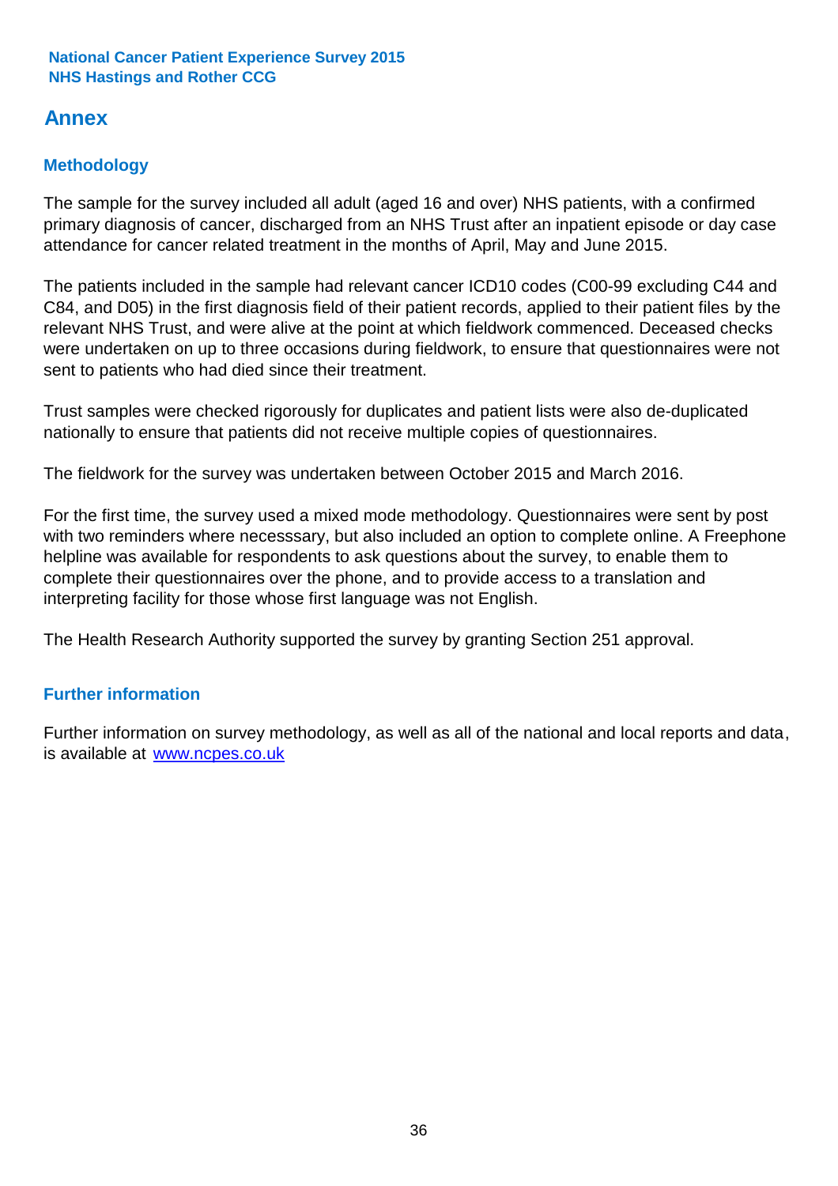## Annex

### Methodology

The sample for the survey included all adult (aged 16 and over) NHS patients, with a confirmed primary diagnosis of cancer, discharged from an NHS Trust after an inpatient episode or day case attendance for cancer related treatment in the months of April, May and June 2015.

The patients included in the sample had relevant cancer ICD10 codes (C00-99 excluding C44 and C84, and D05) in the first diagnosis field of their patient records, applied to their patient files by the relevant NHS Trust, and were alive at the point at which fieldwork commenced. Deceased checks were undertaken on up to three occasions during fieldwork, to ensure that questionnaires were not sent to patients who had died since their treatment.

Trust samples were checked rigorously for duplicates and patient lists were also de-duplicated nationally to ensure that patients did not receive multiple copies of questionnaires.

The fieldwork for the survey was undertaken between October 2015 and March 2016.

For the first time, the survey used a mixed mode methodology. Questionnaires were sent by post with two reminders where necesssary, but also included an option to complete online. A Freephone helpline was available for respondents to ask questions about the survey, to enable them to complete their questionnaires over the phone, and to provide access to a translation and interpreting facility for those whose first language was not English.

The Health Research Authority supported the survey by granting Section 251 approval.

### Further information

Further information on survey methodology, as well as all of the national and local reports and data, is available at www.ncpes.co.uk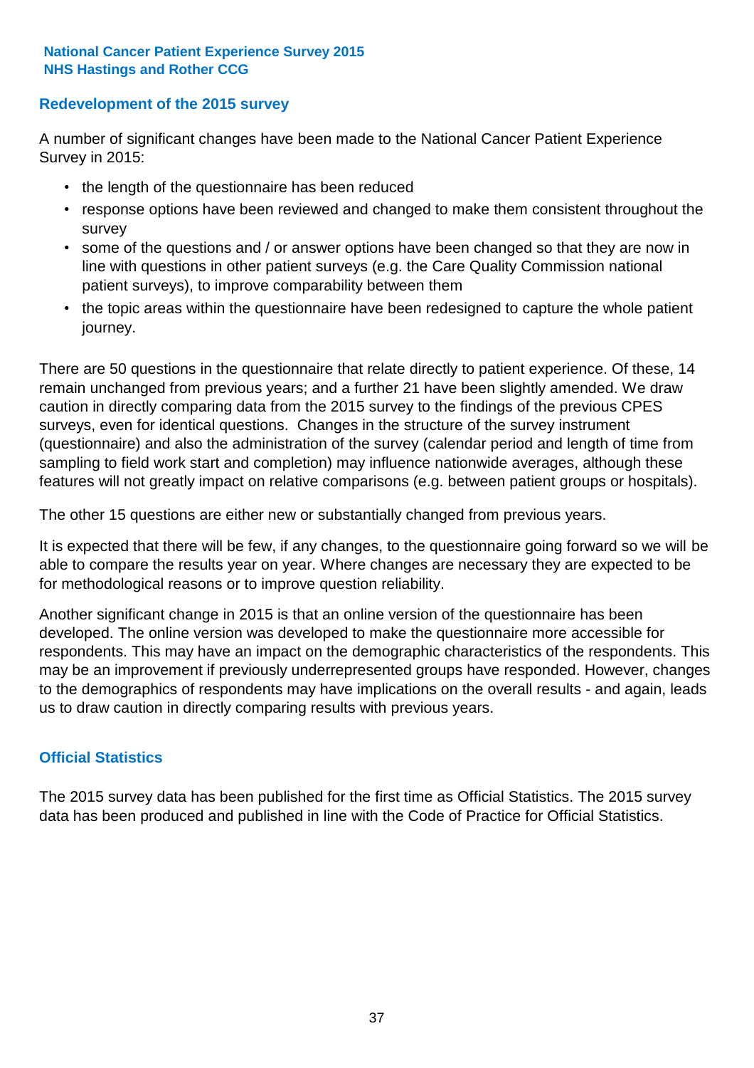## Redevelopment of the 2015 survey

A number of significant changes have been made to the National Cancer Patient Experience Survey in 2015:

- the length of the questionnaire has been reduced
- response options have been reviewed and changed to make them consistent throughout the survey
- some of the questions and / or answer options have been changed so that they are now in line with questions in other patient surveys (e.g. the Care Quality Commission national patient surveys), to improve comparability between them
- the topic areas within the questionnaire have been redesigned to capture the whole patient journey.

There are 50 questions in the questionnaire that relate directly to patient experience. Of these, 14 remain unchanged from previous years; and a further 21 have been slightly amended. We draw caution in directly comparing data from the 2015 survey to the findings of the previous CPES surveys, even for identical questions. Changes in the structure of the survey instrument (questionnaire) and also the administration of the survey (calendar period and length of time from sampling to field work start and completion) may influence nationwide averages, although these features will not greatly impact on relative comparisons (e.g. between patient groups or hospitals).

The other 15 questions are either new or substantially changed from previous years.

It is expected that there will be few, if any changes, to the questionnaire going forward so we will be able to compare the results year on year. Where changes are necessary they are expected to be for methodological reasons or to improve question reliability.

Another significant change in 2015 is that an online version of the questionnaire has been developed. The online version was developed to make the questionnaire more accessible for respondents. This may have an impact on the demographic characteristics of the respondents. This may be an improvement if previously underrepresented groups have responded. However, changes to the demographics of respondents may have implications on the overall results - and again, leads us to draw caution in directly comparing results with previous years.

## Official Statistics

The 2015 survey data has been published for the first time as Official Statistics. The 2015 survey data has been produced and published in line with the Code of Practice for Official Statistics.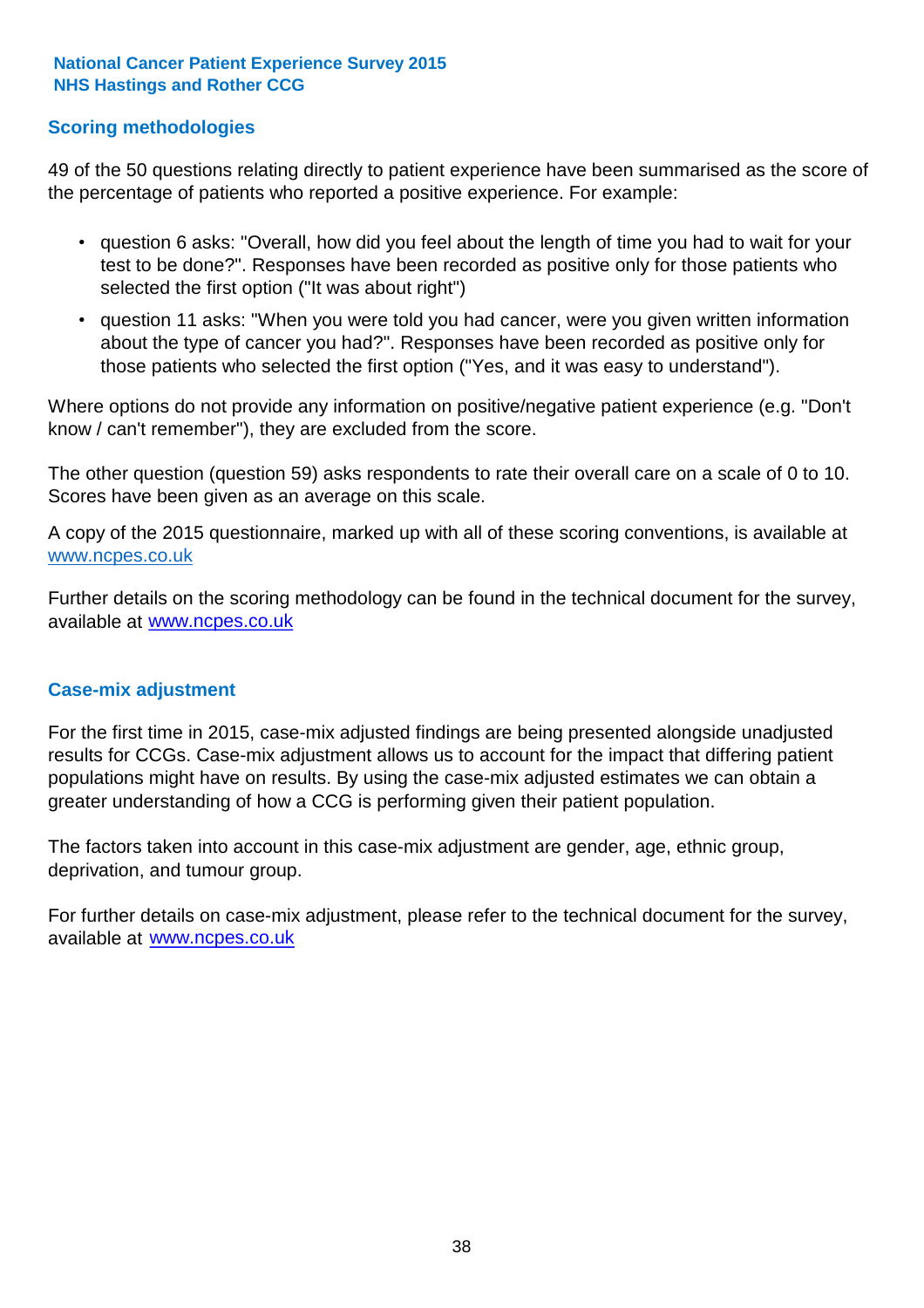## Scoring methodologies

49 of the 50 questions relating directly to patient experience have been summarised as the score of the percentage of patients who reported a positive experience. For example:

- question 6 asks: "Overall, how did you feel about the length of time you had to wait for your test to be done?". Responses have been recorded as positive only for those patients who selected the first option ("It was about right")
- question 11 asks: "When you were told you had cancer, were you given written information about the type of cancer you had?". Responses have been recorded as positive only for those patients who selected the first option ("Yes, and it was easy to understand").

Where options do not provide any information on positive/negative patient experience (e.g. "Don't know / can't remember"), they are excluded from the score.

The other question (question 59) asks respondents to rate their overall care on a scale of 0 to 10. Scores have been given as an average on this scale.

A copy of the 2015 questionnaire, marked up with all of these scoring conventions, is available at www.ncpes.co.uk

Further details on the scoring methodology can be found in the technical document for the survey, available at www.ncpes.co.uk

## Case-mix adjustment

For the first time in 2015, case-mix adjusted findings are being presented alongside unadjusted results for CCGs. Case-mix adjustment allows us to account for the impact that differing patient populations might have on results. By using the case-mix adjusted estimates we can obtain a greater understanding of how a CCG is performing given their patient population.

The factors taken into account in this case-mix adjustment are gender, age, ethnic group, deprivation, and tumour group.

For further details on case-mix adjustment, please refer to the technical document for the survey, available at www.ncpes.co.uk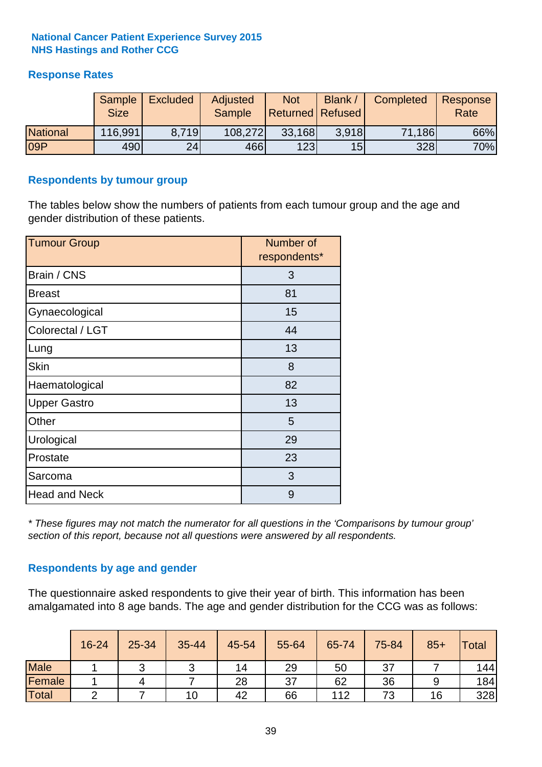**National Cancer Patient Experience Survey 2015**
**NHS Hastings and Rother CCG**

## Response Rates

| | Sample Size | Excluded | Adjusted Sample | Not Returned | Blank / Refused | Completed | Response Rate |
|---|---|---|---|---|---|---|---|
| National | 116,991 | 8,719 | 108,272 | 33,168 | 3,918 | 71,186 | 66% |
| 09P | 490 | 24 | 466 | 123 | 15 | 328 | 70% |

## Respondents by tumour group

The tables below show the numbers of patients from each tumour group and the age and gender distribution of these patients.

| Tumour Group | Number of respondents* |
|---|---|
| Brain / CNS | 3 |
| Breast | 81 |
| Gynaecological | 15 |
| Colorectal / LGT | 44 |
| Lung | 13 |
| Skin | 8 |
| Haematological | 82 |
| Upper Gastro | 13 |
| Other | 5 |
| Urological | 29 |
| Prostate | 23 |
| Sarcoma | 3 |
| Head and Neck | 9 |

*\* These figures may not match the numerator for all questions in the 'Comparisons by tumour group' section of this report, because not all questions were answered by all respondents.*

## Respondents by age and gender

The questionnaire asked respondents to give their year of birth. This information has been amalgamated into 8 age bands. The age and gender distribution for the CCG was as follows:

| | 16-24 | 25-34 | 35-44 | 45-54 | 55-64 | 65-74 | 75-84 | 85+ | Total |
|---|---|---|---|---|---|---|---|---|---|
| Male | 1 | 3 | 3 | 14 | 29 | 50 | 37 | 7 | 144 |
| Female | 1 | 4 | 7 | 28 | 37 | 62 | 36 | 9 | 184 |
| Total | 2 | 7 | 10 | 42 | 66 | 112 | 73 | 16 | 328 |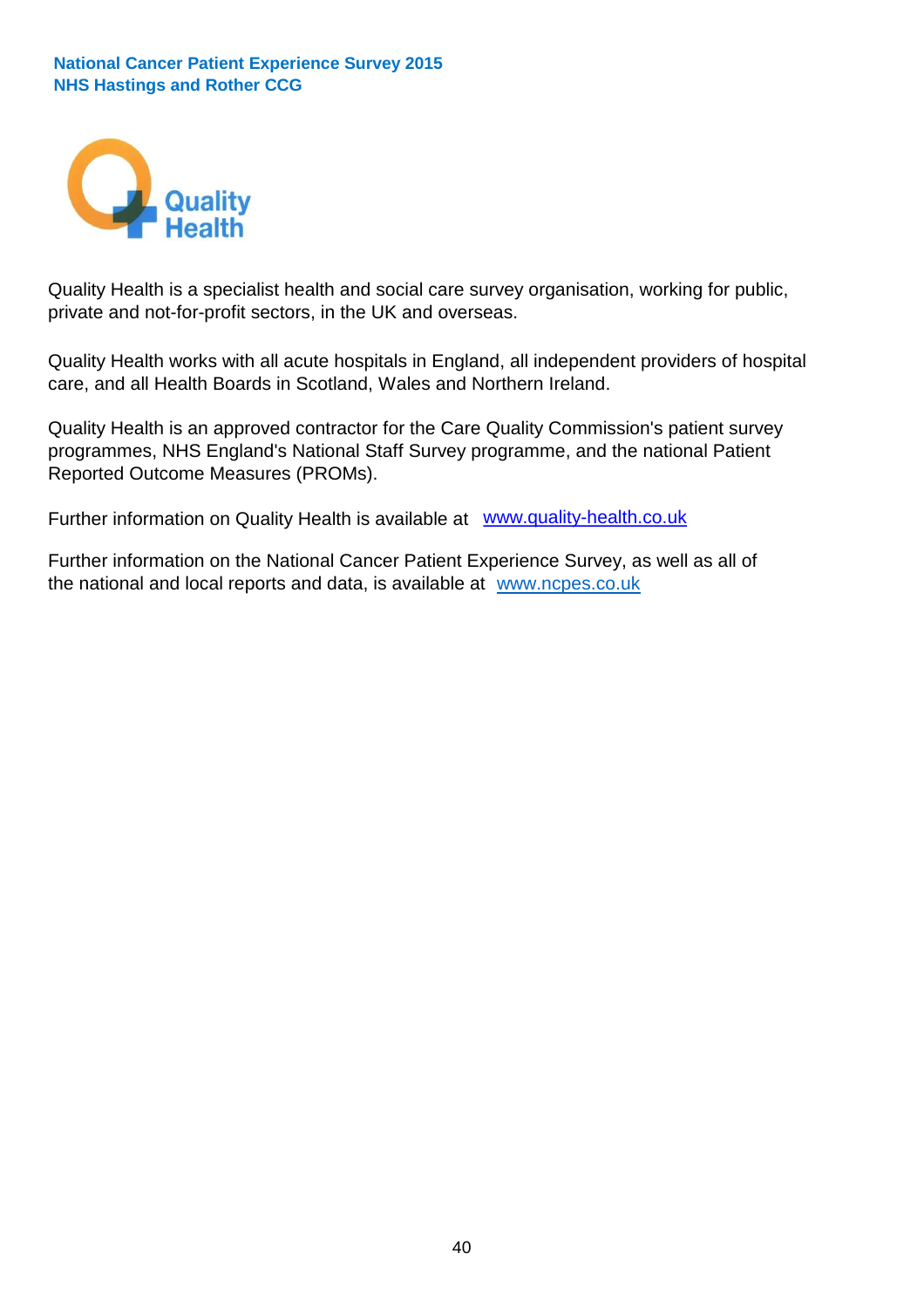Quality Health is a specialist health and social care survey organisation, working for public, private and not-for-profit sectors, in the UK and overseas.

Quality Health works with all acute hospitals in England, all independent providers of hospital care, and all Health Boards in Scotland, Wales and Northern Ireland.

Quality Health is an approved contractor for the Care Quality Commission's patient survey programmes, NHS England's National Staff Survey programme, and the national Patient Reported Outcome Measures (PROMs).

Further information on Quality Health is available at [www.quality-health.co.uk](http://www.quality-health.co.uk)

Further information on the National Cancer Patient Experience Survey, as well as all of the national and local reports and data, is available at [www.ncpes.co.uk](http://www.ncpes.co.uk)